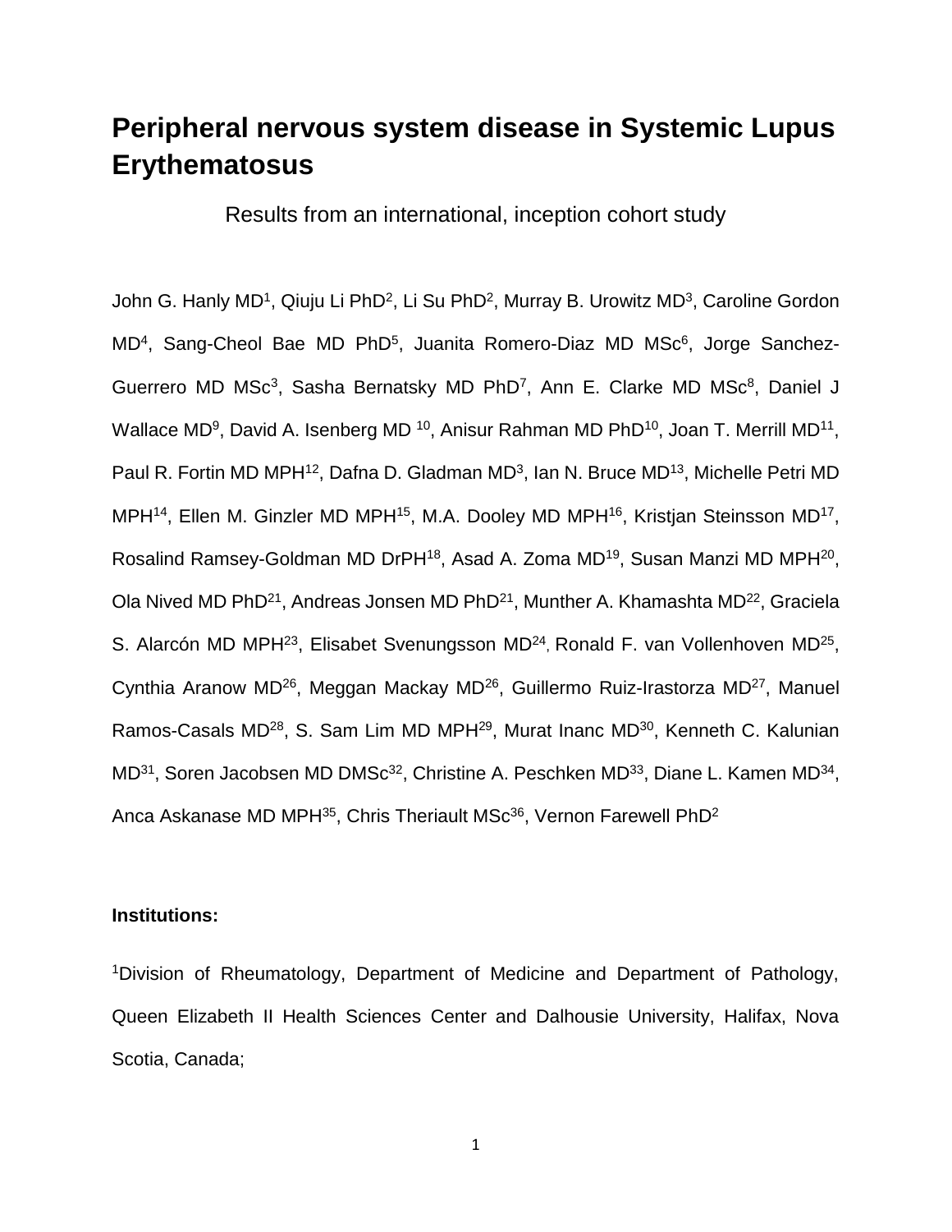# Peripheral nervous system disease in Systemic Lupus Erythematosus

Results from an international, inception cohort study

John G. Hanly MD[1], Qiuju Li PhD[2], Li Su PhD[2], Murray B. Urowitz MD[3], Caroline Gordon MD[4], Sang-Cheol Bae MD PhD[5], Juanita Romero-Diaz MD MSc[6], Jorge Sanchez-Guerrero MD MSc[3], Sasha Bernatsky MD PhD[7], Ann E. Clarke MD MSc[8], Daniel J Wallace MD[9], David A. Isenberg MD [10], Anisur Rahman MD PhD[10], Joan T. Merrill MD[11], Paul R. Fortin MD MPH[12], Dafna D. Gladman MD[3], Ian N. Bruce MD[13], Michelle Petri MD MPH[14], Ellen M. Ginzler MD MPH[15], M.A. Dooley MD MPH[16], Kristjan Steinsson MD[17], Rosalind Ramsey-Goldman MD DrPH[18], Asad A. Zoma MD[19], Susan Manzi MD MPH[20], Ola Nived MD PhD[21], Andreas Jonsen MD PhD[21], Munther A. Khamashta MD[22], Graciela S. Alarcón MD MPH[23], Elisabet Svenungsson MD[24], Ronald F. van Vollenhoven MD[25], Cynthia Aranow MD[26], Meggan Mackay MD[26], Guillermo Ruiz-Irastorza MD[27], Manuel Ramos-Casals MD[28], S. Sam Lim MD MPH[29], Murat Inanc MD[30], Kenneth C. Kalunian MD[31], Soren Jacobsen MD DMSc[32], Christine A. Peschken MD[33], Diane L. Kamen MD[34], Anca Askanase MD MPH[35], Chris Theriault MSc[36], Vernon Farewell PhD[2]

**Institutions:**

[1]Division of Rheumatology, Department of Medicine and Department of Pathology, Queen Elizabeth II Health Sciences Center and Dalhousie University, Halifax, Nova Scotia, Canada;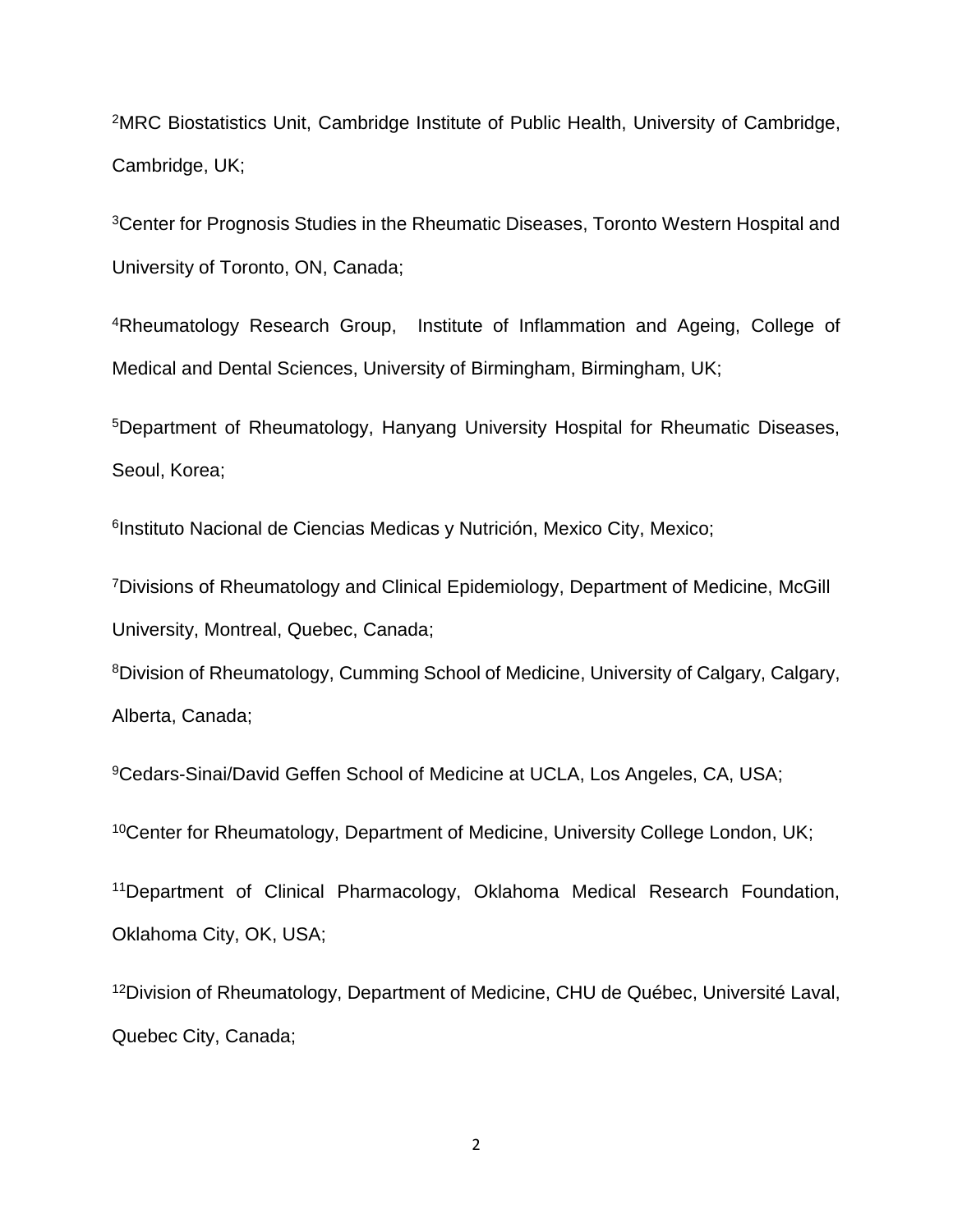[2]MRC Biostatistics Unit, Cambridge Institute of Public Health, University of Cambridge, Cambridge, UK;

[3]Center for Prognosis Studies in the Rheumatic Diseases, Toronto Western Hospital and University of Toronto, ON, Canada;

[4]Rheumatology Research Group, Institute of Inflammation and Ageing, College of Medical and Dental Sciences, University of Birmingham, Birmingham, UK;

[5]Department of Rheumatology, Hanyang University Hospital for Rheumatic Diseases, Seoul, Korea;

[6]Instituto Nacional de Ciencias Medicas y Nutrición, Mexico City, Mexico;

[7]Divisions of Rheumatology and Clinical Epidemiology, Department of Medicine, McGill University, Montreal, Quebec, Canada;

[8]Division of Rheumatology, Cumming School of Medicine, University of Calgary, Calgary, Alberta, Canada;

[9]Cedars-Sinai/David Geffen School of Medicine at UCLA, Los Angeles, CA, USA;

[10]Center for Rheumatology, Department of Medicine, University College London, UK;

[11]Department of Clinical Pharmacology, Oklahoma Medical Research Foundation, Oklahoma City, OK, USA;

[12]Division of Rheumatology, Department of Medicine, CHU de Québec, Université Laval, Quebec City, Canada;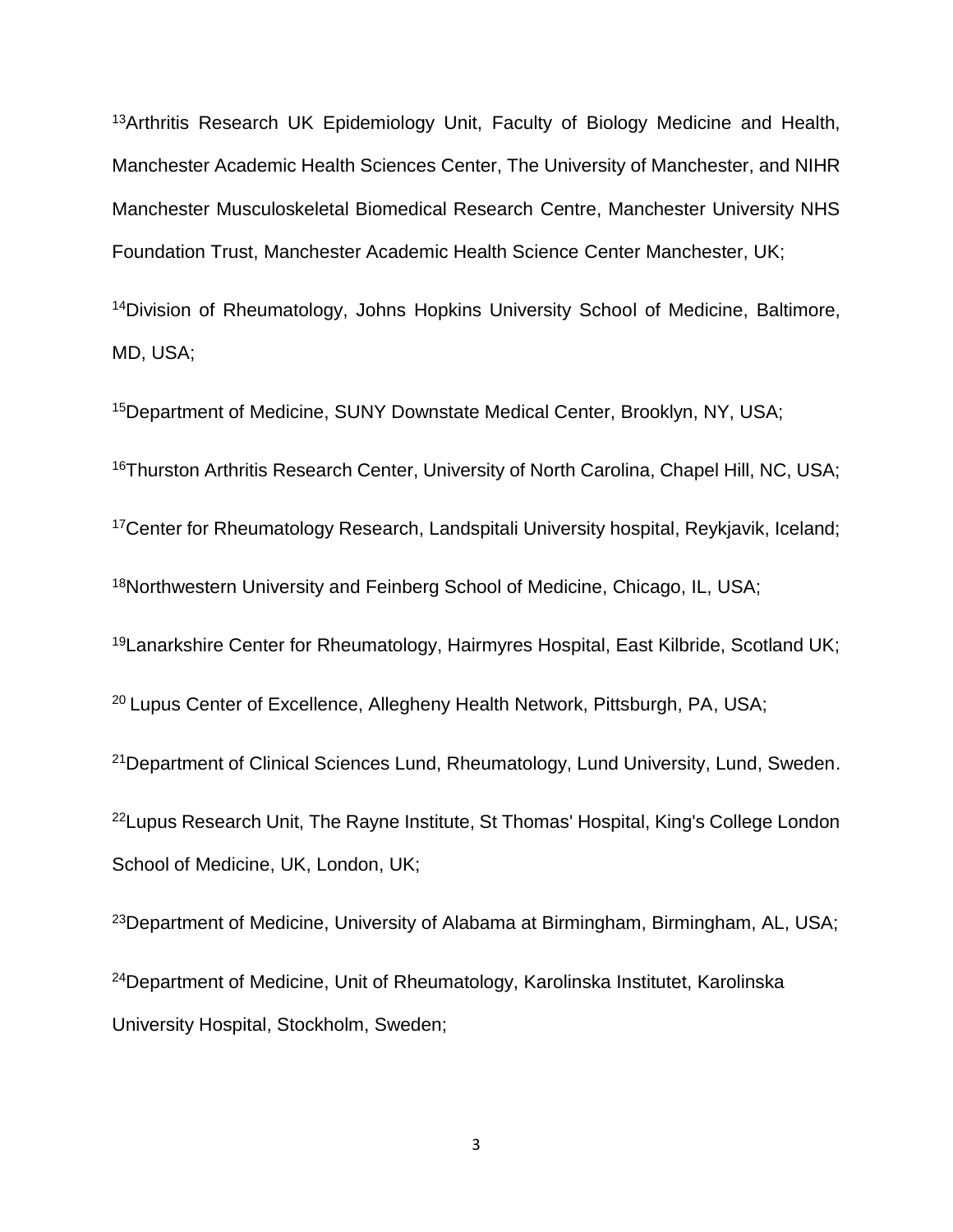[13]Arthritis Research UK Epidemiology Unit, Faculty of Biology Medicine and Health, Manchester Academic Health Sciences Center, The University of Manchester, and NIHR Manchester Musculoskeletal Biomedical Research Centre, Manchester University NHS Foundation Trust, Manchester Academic Health Science Center Manchester, UK;

[14]Division of Rheumatology, Johns Hopkins University School of Medicine, Baltimore, MD, USA;

[15]Department of Medicine, SUNY Downstate Medical Center, Brooklyn, NY, USA;

[16]Thurston Arthritis Research Center, University of North Carolina, Chapel Hill, NC, USA;

[17]Center for Rheumatology Research, Landspitali University hospital, Reykjavik, Iceland;

[18]Northwestern University and Feinberg School of Medicine, Chicago, IL, USA;

[19]Lanarkshire Center for Rheumatology, Hairmyres Hospital, East Kilbride, Scotland UK;

[20] Lupus Center of Excellence, Allegheny Health Network, Pittsburgh, PA, USA;

[21]Department of Clinical Sciences Lund, Rheumatology, Lund University, Lund, Sweden.

[22]Lupus Research Unit, The Rayne Institute, St Thomas' Hospital, King's College London School of Medicine, UK, London, UK;

[23]Department of Medicine, University of Alabama at Birmingham, Birmingham, AL, USA;

[24]Department of Medicine, Unit of Rheumatology, Karolinska Institutet, Karolinska University Hospital, Stockholm, Sweden;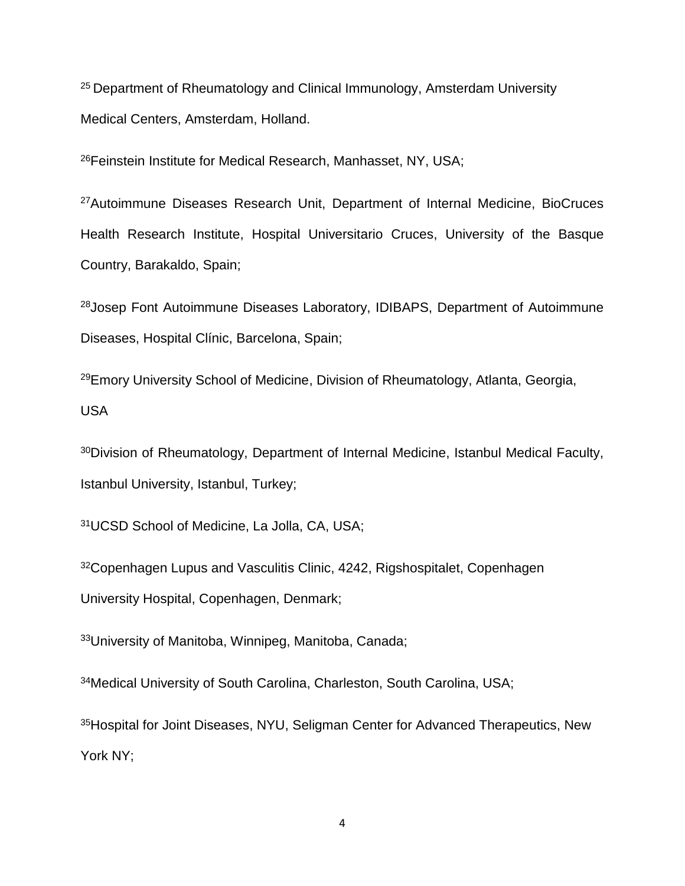[25] Department of Rheumatology and Clinical Immunology, Amsterdam University Medical Centers, Amsterdam, Holland.

[26]Feinstein Institute for Medical Research, Manhasset, NY, USA;

[27]Autoimmune Diseases Research Unit, Department of Internal Medicine, BioCruces Health Research Institute, Hospital Universitario Cruces, University of the Basque Country, Barakaldo, Spain;

[28]Josep Font Autoimmune Diseases Laboratory, IDIBAPS, Department of Autoimmune Diseases, Hospital Clínic, Barcelona, Spain;

[29]Emory University School of Medicine, Division of Rheumatology, Atlanta, Georgia, USA

[30]Division of Rheumatology, Department of Internal Medicine, Istanbul Medical Faculty, Istanbul University, Istanbul, Turkey;

[31]UCSD School of Medicine, La Jolla, CA, USA;

[32]Copenhagen Lupus and Vasculitis Clinic, 4242, Rigshospitalet, Copenhagen University Hospital, Copenhagen, Denmark;

[33]University of Manitoba, Winnipeg, Manitoba, Canada;

[34]Medical University of South Carolina, Charleston, South Carolina, USA;

[35]Hospital for Joint Diseases, NYU, Seligman Center for Advanced Therapeutics, New York NY;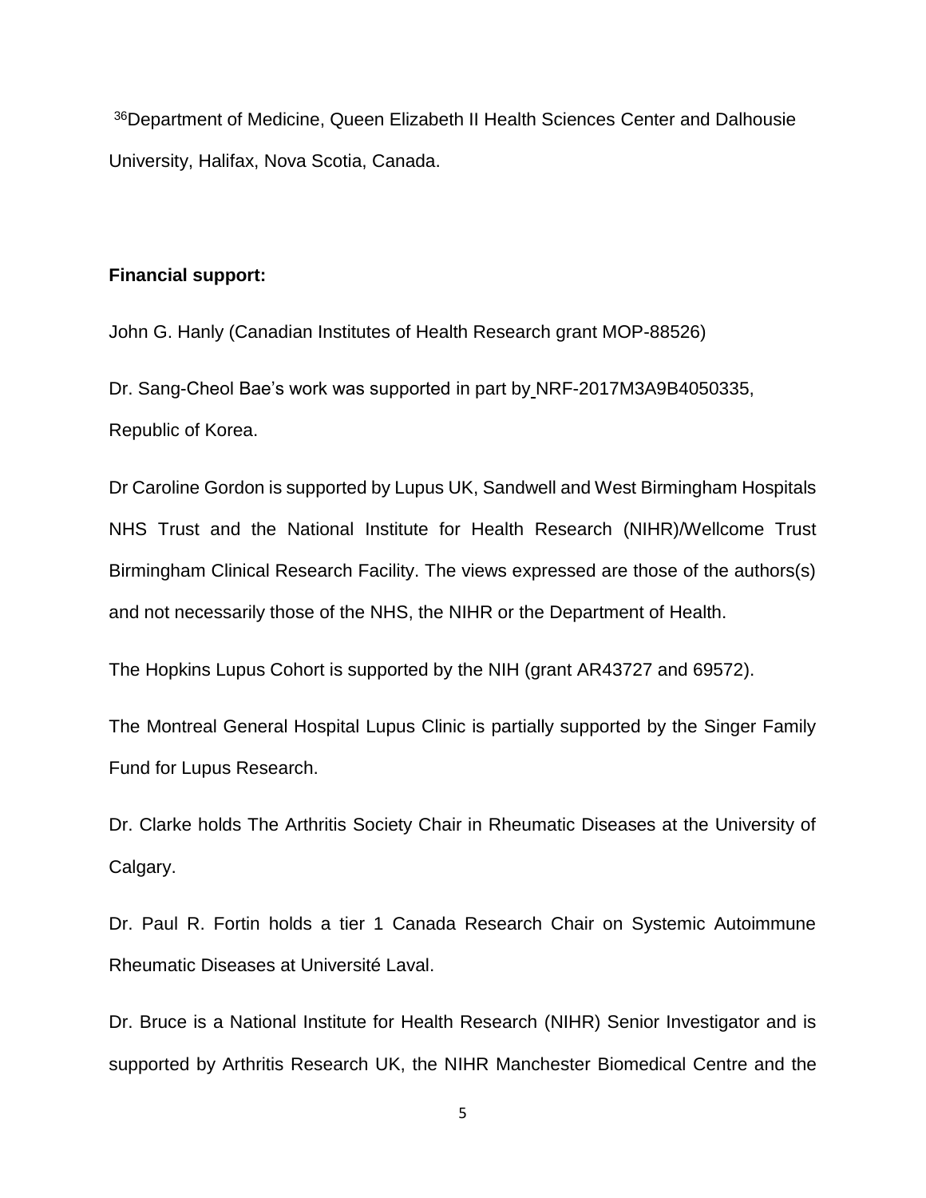[36]Department of Medicine, Queen Elizabeth II Health Sciences Center and Dalhousie University, Halifax, Nova Scotia, Canada.

**Financial support:**

John G. Hanly (Canadian Institutes of Health Research grant MOP-88526)

Dr. Sang-Cheol Bae's work was supported in part by NRF-2017M3A9B4050335, Republic of Korea.

Dr Caroline Gordon is supported by Lupus UK, Sandwell and West Birmingham Hospitals NHS Trust and the National Institute for Health Research (NIHR)/Wellcome Trust Birmingham Clinical Research Facility. The views expressed are those of the authors(s) and not necessarily those of the NHS, the NIHR or the Department of Health.

The Hopkins Lupus Cohort is supported by the NIH (grant AR43727 and 69572).

The Montreal General Hospital Lupus Clinic is partially supported by the Singer Family Fund for Lupus Research.

Dr. Clarke holds The Arthritis Society Chair in Rheumatic Diseases at the University of Calgary.

Dr. Paul R. Fortin holds a tier 1 Canada Research Chair on Systemic Autoimmune Rheumatic Diseases at Université Laval.

Dr. Bruce is a National Institute for Health Research (NIHR) Senior Investigator and is supported by Arthritis Research UK, the NIHR Manchester Biomedical Centre and the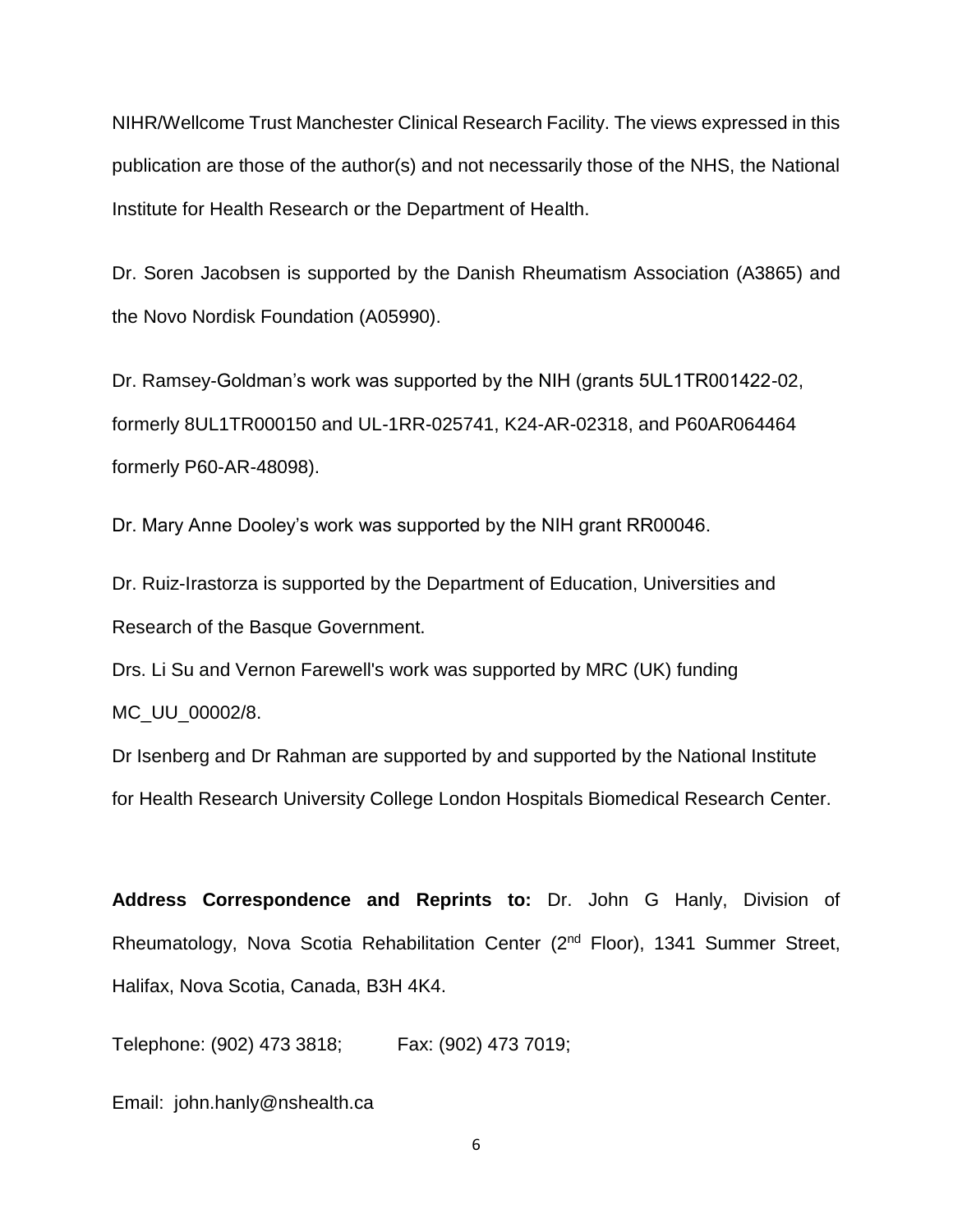NIHR/Wellcome Trust Manchester Clinical Research Facility. The views expressed in this publication are those of the author(s) and not necessarily those of the NHS, the National Institute for Health Research or the Department of Health.

Dr. Soren Jacobsen is supported by the Danish Rheumatism Association (A3865) and the Novo Nordisk Foundation (A05990).

Dr. Ramsey-Goldman's work was supported by the NIH (grants 5UL1TR001422-02, formerly 8UL1TR000150 and UL-1RR-025741, K24-AR-02318, and P60AR064464 formerly P60-AR-48098).

Dr. Mary Anne Dooley's work was supported by the NIH grant RR00046.

Dr. Ruiz-Irastorza is supported by the Department of Education, Universities and Research of the Basque Government.

Drs. Li Su and Vernon Farewell's work was supported by MRC (UK) funding MC_UU_00002/8.

Dr Isenberg and Dr Rahman are supported by and supported by the National Institute for Health Research University College London Hospitals Biomedical Research Center.

**Address Correspondence and Reprints to:** Dr. John G Hanly, Division of Rheumatology, Nova Scotia Rehabilitation Center (2nd Floor), 1341 Summer Street, Halifax, Nova Scotia, Canada, B3H 4K4.

Telephone: (902) 473 3818; Fax: (902) 473 7019;

Email: john.hanly@nshealth.ca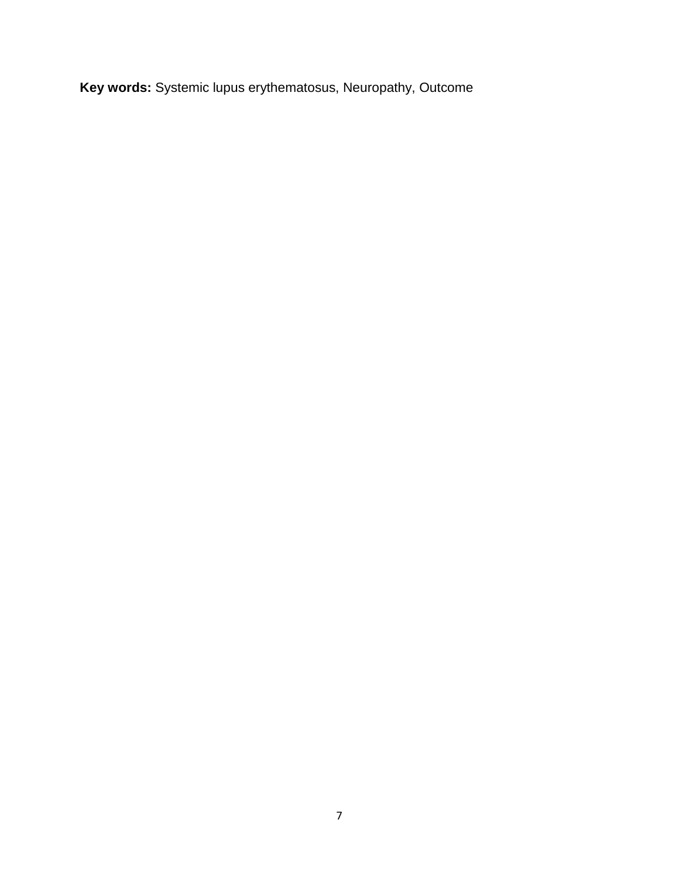**Key words:** Systemic lupus erythematosus, Neuropathy, Outcome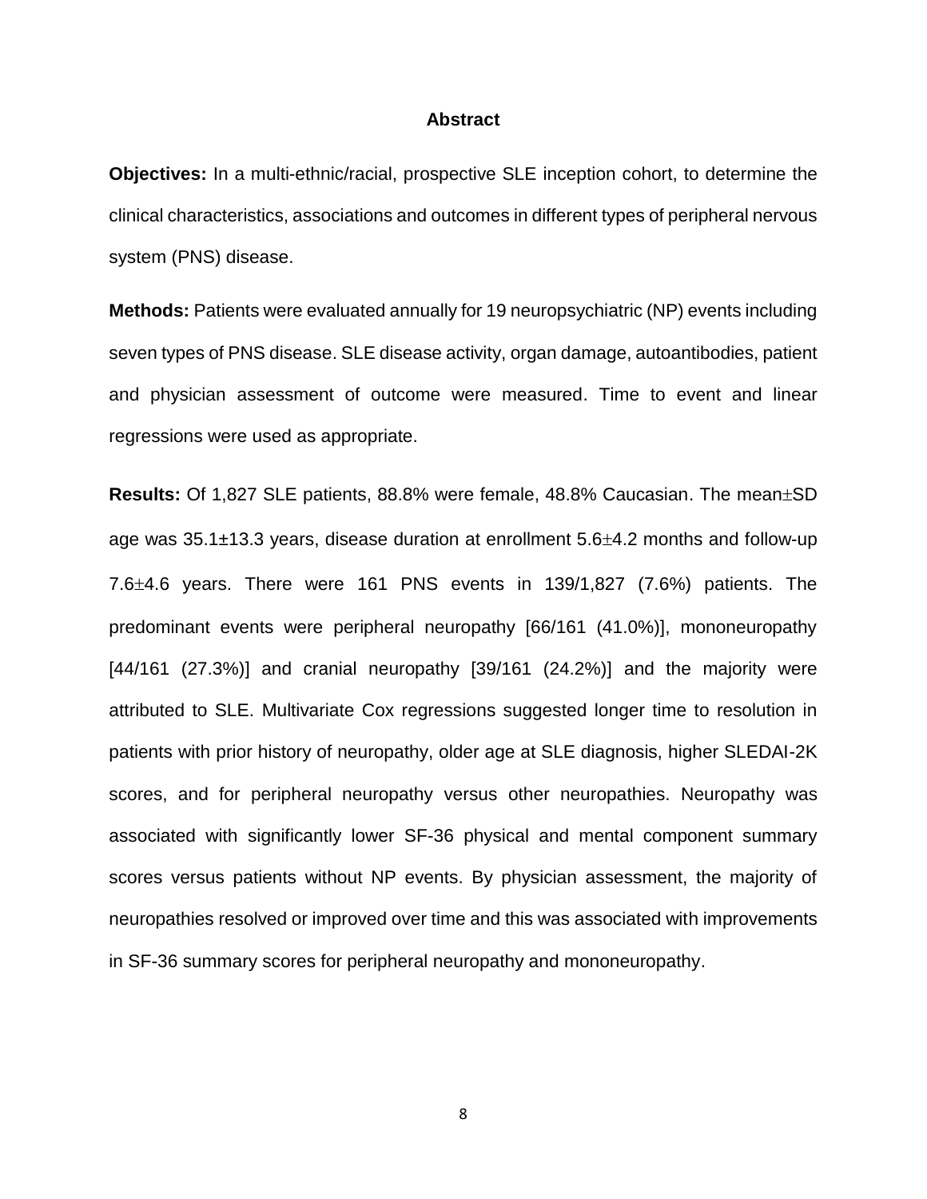## Abstract

**Objectives:** In a multi-ethnic/racial, prospective SLE inception cohort, to determine the clinical characteristics, associations and outcomes in different types of peripheral nervous system (PNS) disease.

**Methods:** Patients were evaluated annually for 19 neuropsychiatric (NP) events including seven types of PNS disease. SLE disease activity, organ damage, autoantibodies, patient and physician assessment of outcome were measured. Time to event and linear regressions were used as appropriate.

**Results:** Of 1,827 SLE patients, 88.8% were female, 48.8% Caucasian. The mean$\pm$SD age was 35.1$\pm$13.3 years, disease duration at enrollment 5.6$\pm$4.2 months and follow-up 7.6$\pm$4.6 years. There were 161 PNS events in 139/1,827 (7.6%) patients. The predominant events were peripheral neuropathy [66/161 (41.0%)], mononeuropathy [44/161 (27.3%)] and cranial neuropathy [39/161 (24.2%)] and the majority were attributed to SLE. Multivariate Cox regressions suggested longer time to resolution in patients with prior history of neuropathy, older age at SLE diagnosis, higher SLEDAI-2K scores, and for peripheral neuropathy versus other neuropathies. Neuropathy was associated with significantly lower SF-36 physical and mental component summary scores versus patients without NP events. By physician assessment, the majority of neuropathies resolved or improved over time and this was associated with improvements in SF-36 summary scores for peripheral neuropathy and mononeuropathy.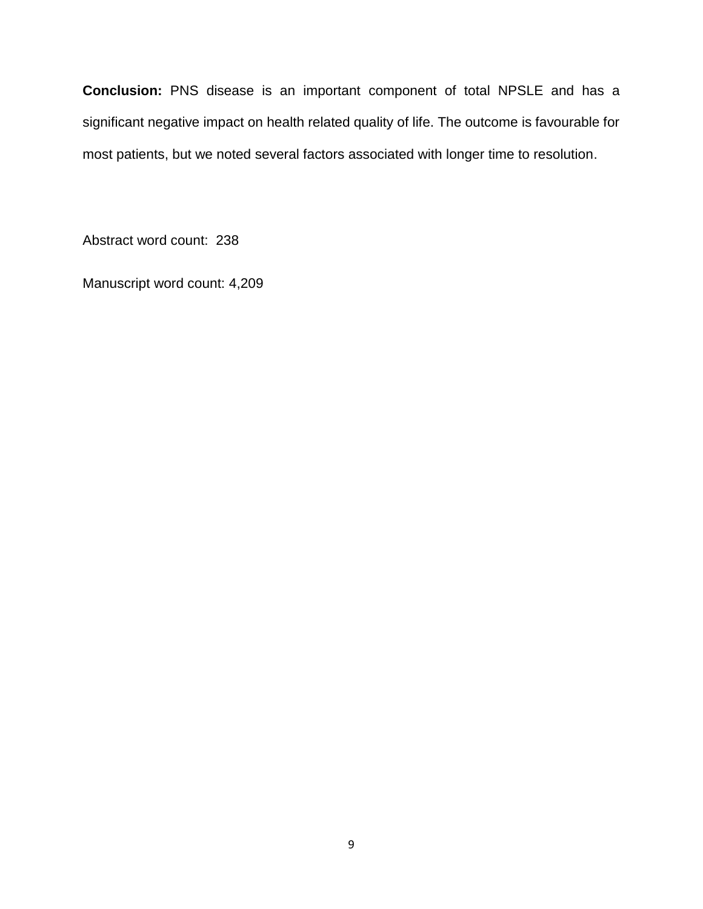**Conclusion:** PNS disease is an important component of total NPSLE and has a significant negative impact on health related quality of life. The outcome is favourable for most patients, but we noted several factors associated with longer time to resolution.

Abstract word count: 238

Manuscript word count: 4,209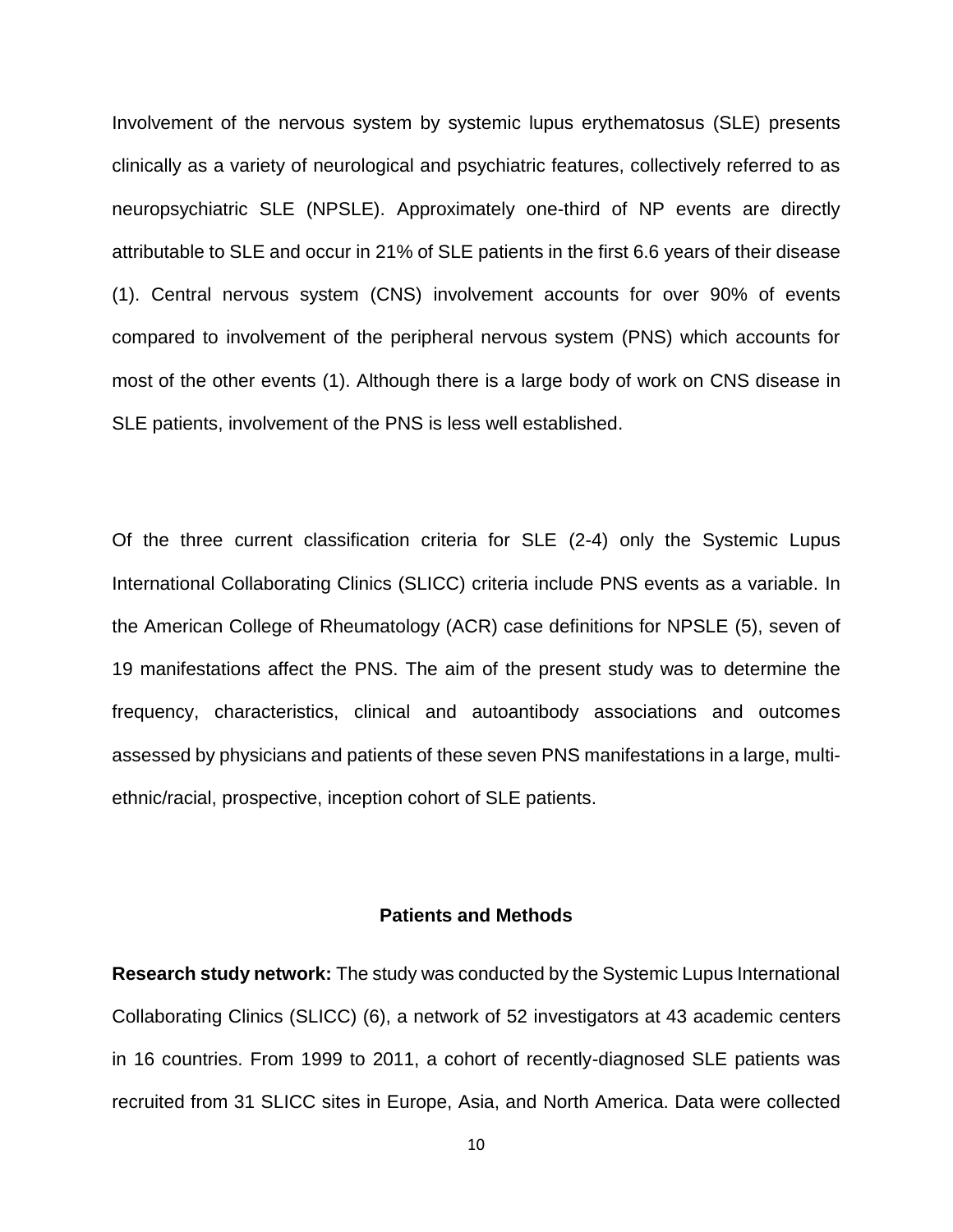Involvement of the nervous system by systemic lupus erythematosus (SLE) presents clinically as a variety of neurological and psychiatric features, collectively referred to as neuropsychiatric SLE (NPSLE). Approximately one-third of NP events are directly attributable to SLE and occur in 21% of SLE patients in the first 6.6 years of their disease (1). Central nervous system (CNS) involvement accounts for over 90% of events compared to involvement of the peripheral nervous system (PNS) which accounts for most of the other events (1). Although there is a large body of work on CNS disease in SLE patients, involvement of the PNS is less well established.

Of the three current classification criteria for SLE (2-4) only the Systemic Lupus International Collaborating Clinics (SLICC) criteria include PNS events as a variable. In the American College of Rheumatology (ACR) case definitions for NPSLE (5), seven of 19 manifestations affect the PNS. The aim of the present study was to determine the frequency, characteristics, clinical and autoantibody associations and outcomes assessed by physicians and patients of these seven PNS manifestations in a large, multi-ethnic/racial, prospective, inception cohort of SLE patients.

## Patients and Methods

**Research study network:** The study was conducted by the Systemic Lupus International Collaborating Clinics (SLICC) (6), a network of 52 investigators at 43 academic centers in 16 countries. From 1999 to 2011, a cohort of recently-diagnosed SLE patients was recruited from 31 SLICC sites in Europe, Asia, and North America. Data were collected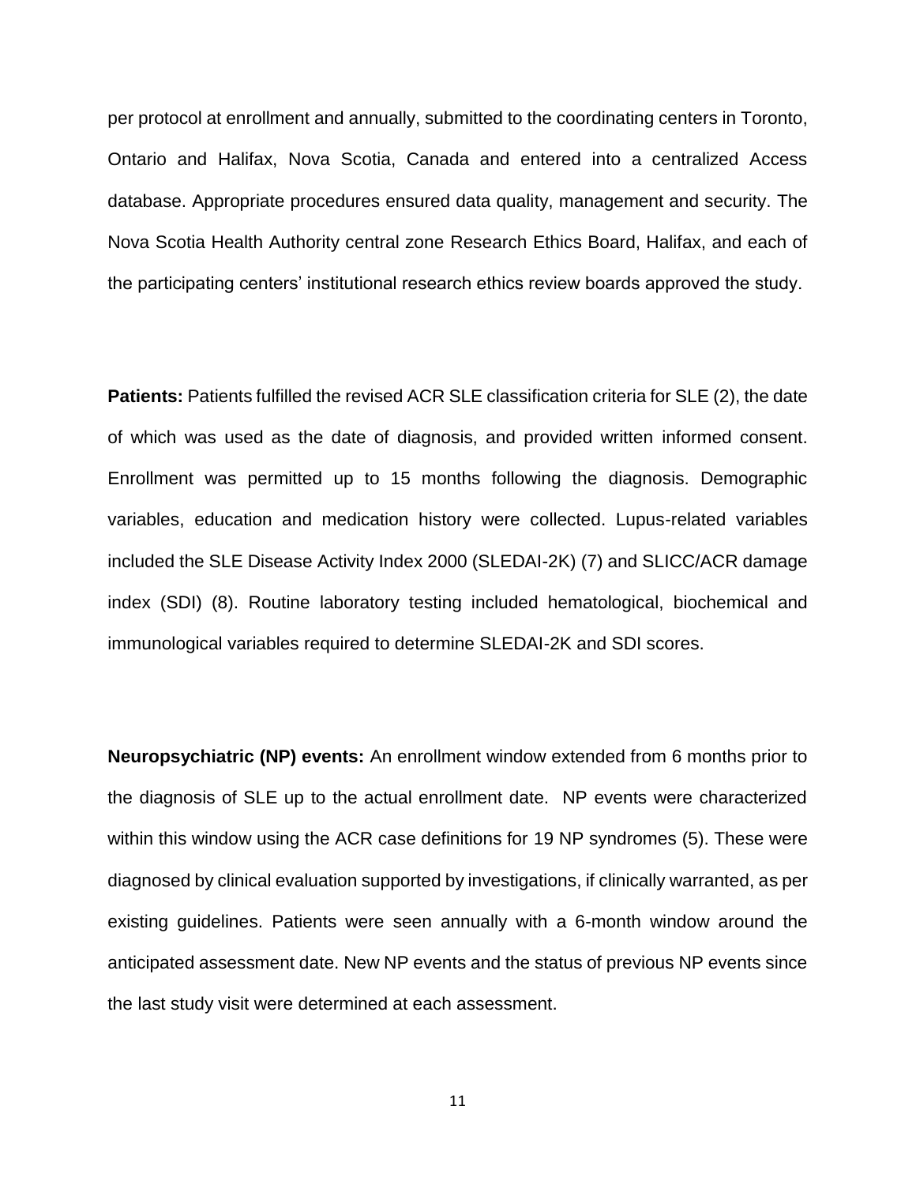per protocol at enrollment and annually, submitted to the coordinating centers in Toronto, Ontario and Halifax, Nova Scotia, Canada and entered into a centralized Access database. Appropriate procedures ensured data quality, management and security. The Nova Scotia Health Authority central zone Research Ethics Board, Halifax, and each of the participating centers' institutional research ethics review boards approved the study.

**Patients:** Patients fulfilled the revised ACR SLE classification criteria for SLE (2), the date of which was used as the date of diagnosis, and provided written informed consent. Enrollment was permitted up to 15 months following the diagnosis. Demographic variables, education and medication history were collected. Lupus-related variables included the SLE Disease Activity Index 2000 (SLEDAI-2K) (7) and SLICC/ACR damage index (SDI) (8). Routine laboratory testing included hematological, biochemical and immunological variables required to determine SLEDAI-2K and SDI scores.

**Neuropsychiatric (NP) events:** An enrollment window extended from 6 months prior to the diagnosis of SLE up to the actual enrollment date. NP events were characterized within this window using the ACR case definitions for 19 NP syndromes (5). These were diagnosed by clinical evaluation supported by investigations, if clinically warranted, as per existing guidelines. Patients were seen annually with a 6-month window around the anticipated assessment date. New NP events and the status of previous NP events since the last study visit were determined at each assessment.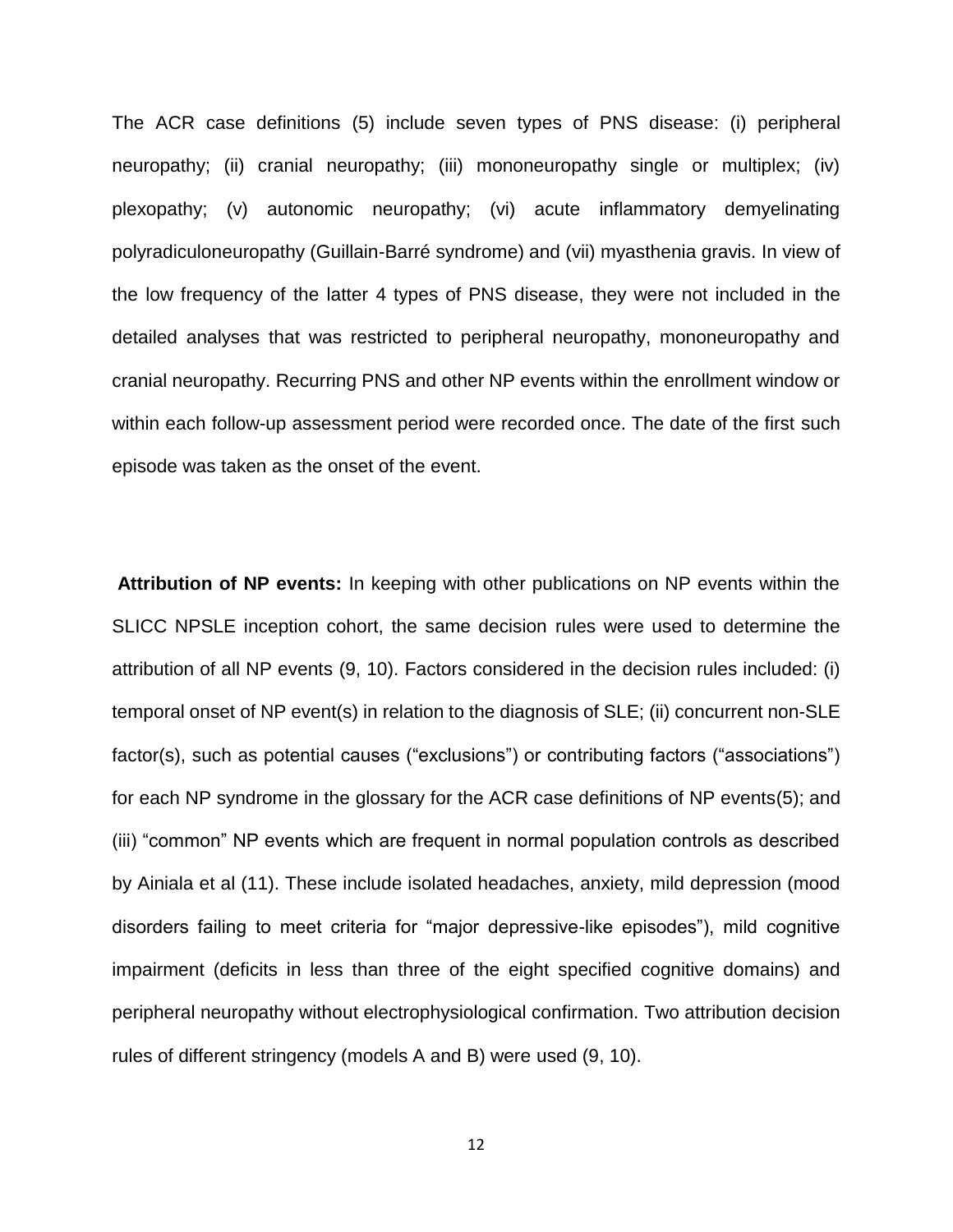The ACR case definitions (5) include seven types of PNS disease: (i) peripheral neuropathy; (ii) cranial neuropathy; (iii) mononeuropathy single or multiplex; (iv) plexopathy; (v) autonomic neuropathy; (vi) acute inflammatory demyelinating polyradiculoneuropathy (Guillain-Barré syndrome) and (vii) myasthenia gravis. In view of the low frequency of the latter 4 types of PNS disease, they were not included in the detailed analyses that was restricted to peripheral neuropathy, mononeuropathy and cranial neuropathy. Recurring PNS and other NP events within the enrollment window or within each follow-up assessment period were recorded once. The date of the first such episode was taken as the onset of the event.

**Attribution of NP events:** In keeping with other publications on NP events within the SLICC NPSLE inception cohort, the same decision rules were used to determine the attribution of all NP events (9, 10). Factors considered in the decision rules included: (i) temporal onset of NP event(s) in relation to the diagnosis of SLE; (ii) concurrent non-SLE factor(s), such as potential causes ("exclusions") or contributing factors ("associations") for each NP syndrome in the glossary for the ACR case definitions of NP events(5); and (iii) "common" NP events which are frequent in normal population controls as described by Ainiala et al (11). These include isolated headaches, anxiety, mild depression (mood disorders failing to meet criteria for "major depressive-like episodes"), mild cognitive impairment (deficits in less than three of the eight specified cognitive domains) and peripheral neuropathy without electrophysiological confirmation. Two attribution decision rules of different stringency (models A and B) were used (9, 10).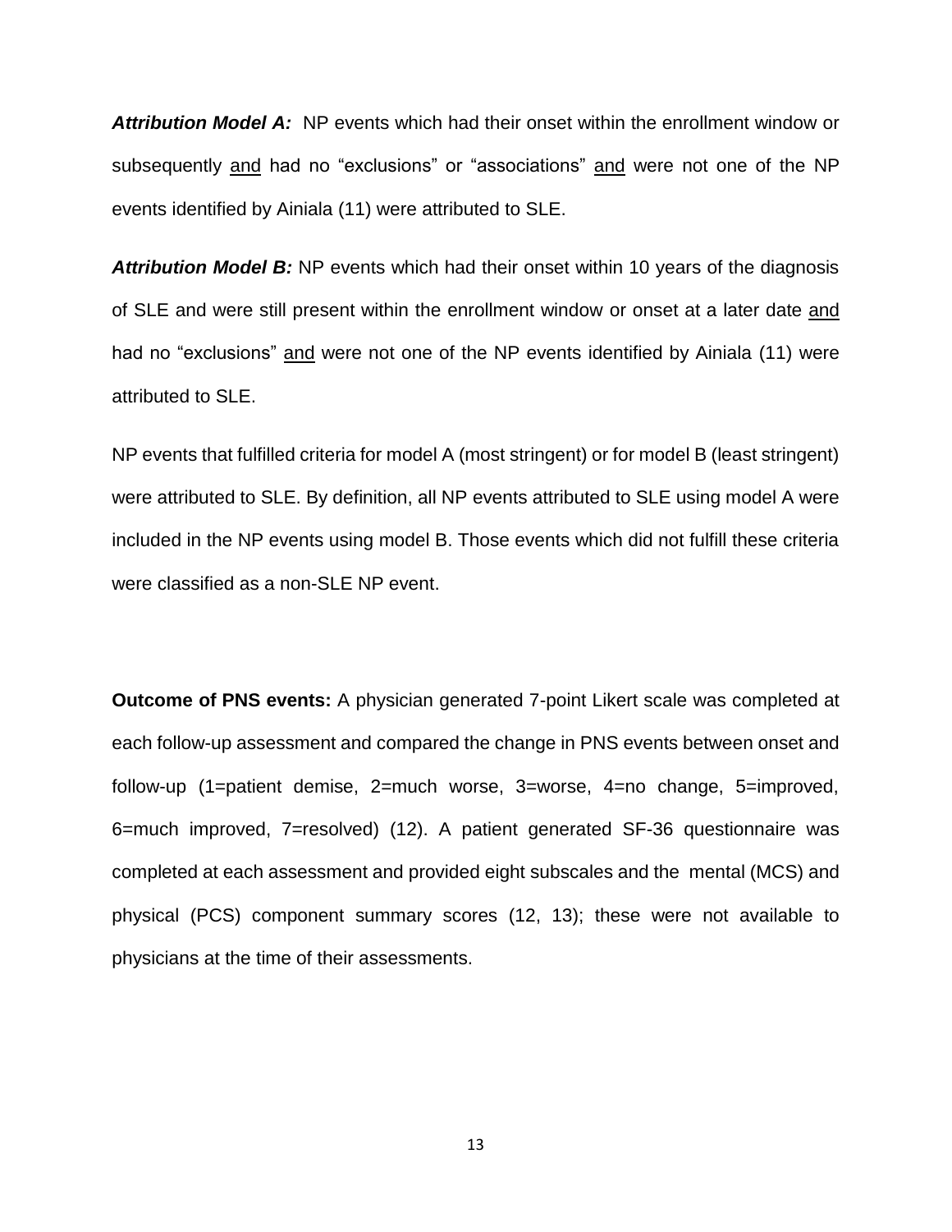***Attribution Model A:*** NP events which had their onset within the enrollment window or subsequently <u>and</u> had no “exclusions” or “associations” <u>and</u> were not one of the NP events identified by Ainiala (11) were attributed to SLE.

***Attribution Model B:*** NP events which had their onset within 10 years of the diagnosis of SLE and were still present within the enrollment window or onset at a later date <u>and</u> had no “exclusions” <u>and</u> were not one of the NP events identified by Ainiala (11) were attributed to SLE.

NP events that fulfilled criteria for model A (most stringent) or for model B (least stringent) were attributed to SLE. By definition, all NP events attributed to SLE using model A were included in the NP events using model B. Those events which did not fulfill these criteria were classified as a non-SLE NP event.

**Outcome of PNS events:** A physician generated 7-point Likert scale was completed at each follow-up assessment and compared the change in PNS events between onset and follow-up (1=patient demise, 2=much worse, 3=worse, 4=no change, 5=improved, 6=much improved, 7=resolved) (12). A patient generated SF-36 questionnaire was completed at each assessment and provided eight subscales and the mental (MCS) and physical (PCS) component summary scores (12, 13); these were not available to physicians at the time of their assessments.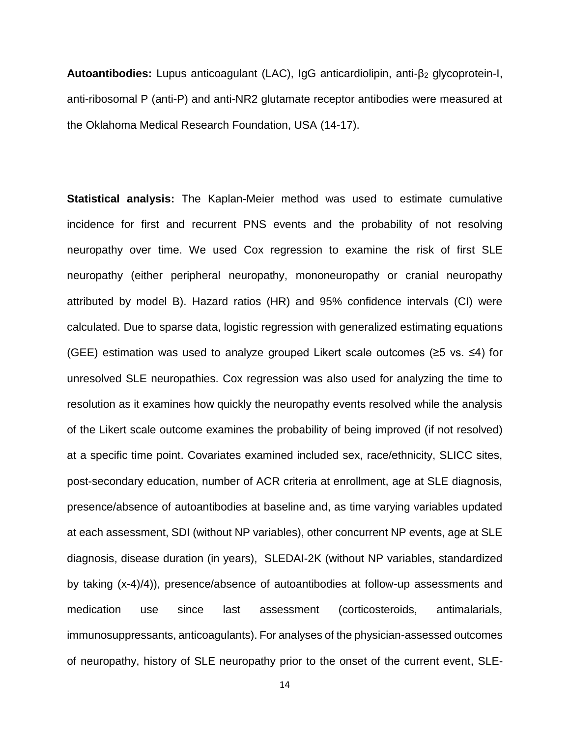**Autoantibodies:** Lupus anticoagulant (LAC), IgG anticardiolipin, anti-$\beta_2$ glycoprotein-I, anti-ribosomal P (anti-P) and anti-NR2 glutamate receptor antibodies were measured at the Oklahoma Medical Research Foundation, USA (14-17).

**Statistical analysis:** The Kaplan-Meier method was used to estimate cumulative incidence for first and recurrent PNS events and the probability of not resolving neuropathy over time. We used Cox regression to examine the risk of first SLE neuropathy (either peripheral neuropathy, mononeuropathy or cranial neuropathy attributed by model B). Hazard ratios (HR) and 95% confidence intervals (CI) were calculated. Due to sparse data, logistic regression with generalized estimating equations (GEE) estimation was used to analyze grouped Likert scale outcomes (≥5 vs. ≤4) for unresolved SLE neuropathies. Cox regression was also used for analyzing the time to resolution as it examines how quickly the neuropathy events resolved while the analysis of the Likert scale outcome examines the probability of being improved (if not resolved) at a specific time point. Covariates examined included sex, race/ethnicity, SLICC sites, post-secondary education, number of ACR criteria at enrollment, age at SLE diagnosis, presence/absence of autoantibodies at baseline and, as time varying variables updated at each assessment, SDI (without NP variables), other concurrent NP events, age at SLE diagnosis, disease duration (in years), SLEDAI-2K (without NP variables, standardized by taking $(x-4)/4$)), presence/absence of autoantibodies at follow-up assessments and medication use since last assessment (corticosteroids, antimalarials, immunosuppressants, anticoagulants). For analyses of the physician-assessed outcomes of neuropathy, history of SLE neuropathy prior to the onset of the current event, SLE-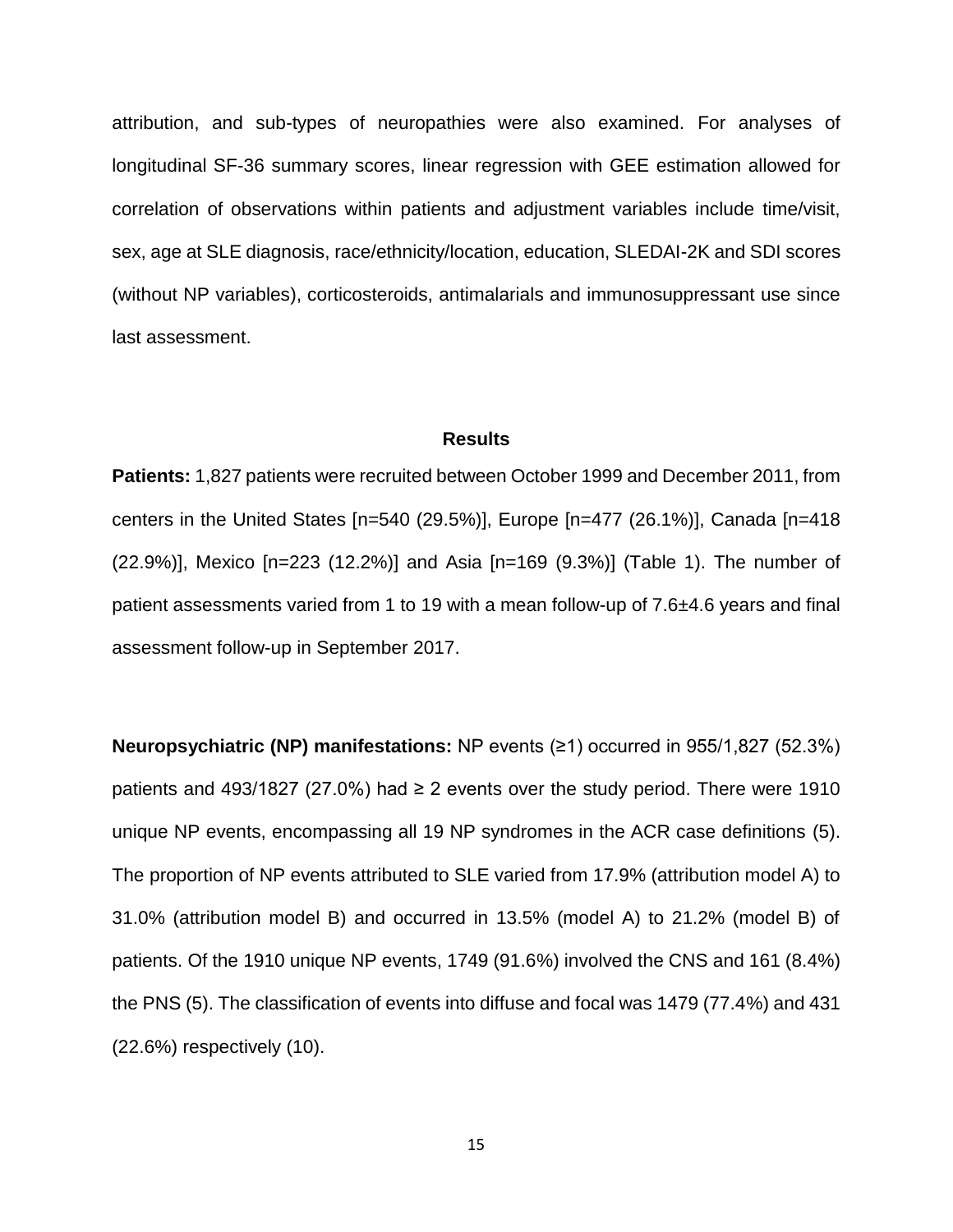attribution, and sub-types of neuropathies were also examined. For analyses of longitudinal SF-36 summary scores, linear regression with GEE estimation allowed for correlation of observations within patients and adjustment variables include time/visit, sex, age at SLE diagnosis, race/ethnicity/location, education, SLEDAI-2K and SDI scores (without NP variables), corticosteroids, antimalarials and immunosuppressant use since last assessment.

## Results

**Patients:** 1,827 patients were recruited between October 1999 and December 2011, from centers in the United States [n=540 (29.5%)], Europe [n=477 (26.1%)], Canada [n=418 (22.9%)], Mexico [n=223 (12.2%)] and Asia [n=169 (9.3%)] (Table 1). The number of patient assessments varied from 1 to 19 with a mean follow-up of 7.6±4.6 years and final assessment follow-up in September 2017.

**Neuropsychiatric (NP) manifestations:** NP events (≥1) occurred in 955/1,827 (52.3%) patients and 493/1827 (27.0%) had ≥ 2 events over the study period. There were 1910 unique NP events, encompassing all 19 NP syndromes in the ACR case definitions (5). The proportion of NP events attributed to SLE varied from 17.9% (attribution model A) to 31.0% (attribution model B) and occurred in 13.5% (model A) to 21.2% (model B) of patients. Of the 1910 unique NP events, 1749 (91.6%) involved the CNS and 161 (8.4%) the PNS (5). The classification of events into diffuse and focal was 1479 (77.4%) and 431 (22.6%) respectively (10).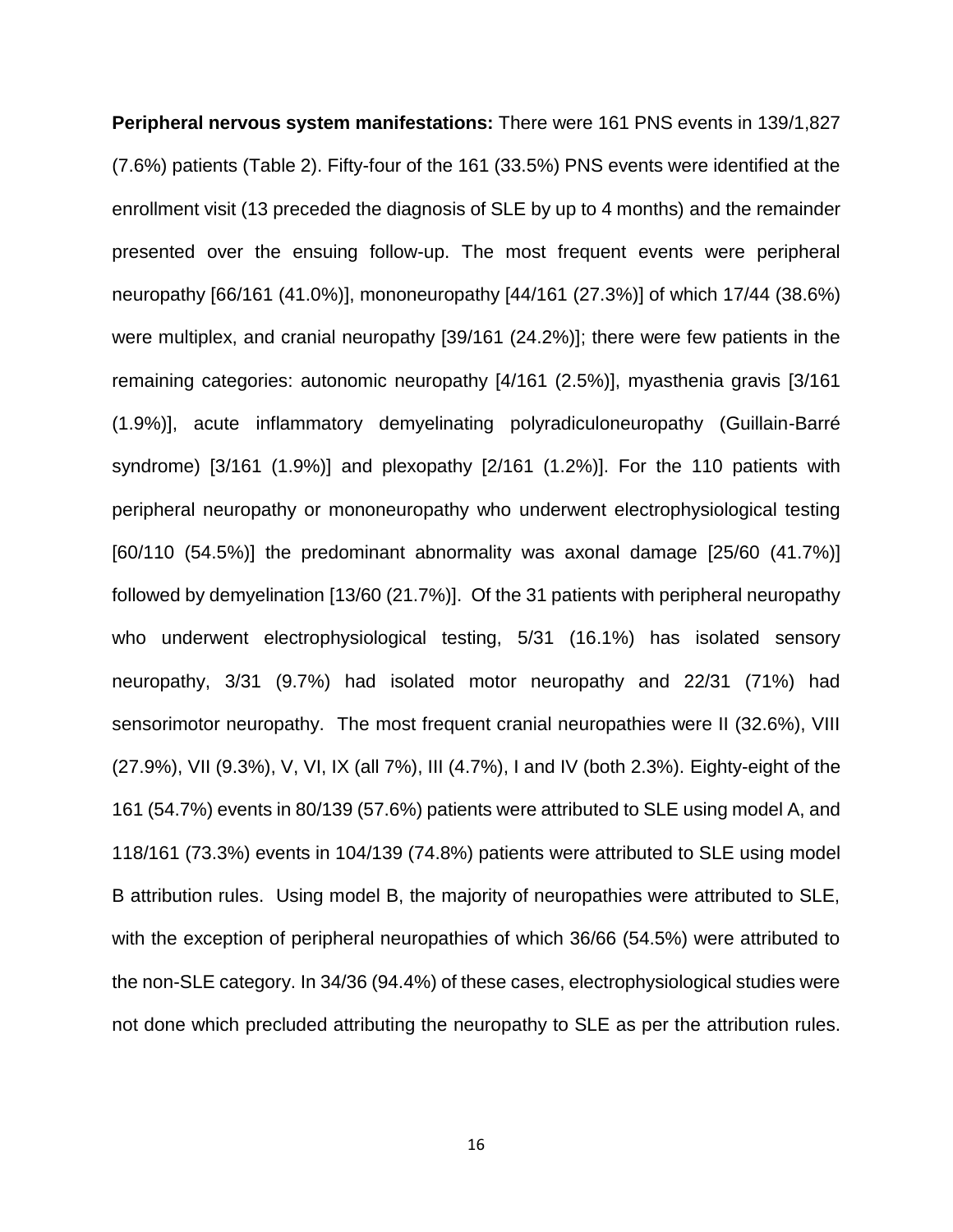**Peripheral nervous system manifestations:** There were 161 PNS events in 139/1,827 (7.6%) patients (Table 2). Fifty-four of the 161 (33.5%) PNS events were identified at the enrollment visit (13 preceded the diagnosis of SLE by up to 4 months) and the remainder presented over the ensuing follow-up. The most frequent events were peripheral neuropathy [66/161 (41.0%)], mononeuropathy [44/161 (27.3%)] of which 17/44 (38.6%) were multiplex, and cranial neuropathy [39/161 (24.2%)]; there were few patients in the remaining categories: autonomic neuropathy [4/161 (2.5%)], myasthenia gravis [3/161 (1.9%)], acute inflammatory demyelinating polyradiculoneuropathy (Guillain-Barré syndrome) [3/161 (1.9%)] and plexopathy [2/161 (1.2%)]. For the 110 patients with peripheral neuropathy or mononeuropathy who underwent electrophysiological testing [60/110 (54.5%)] the predominant abnormality was axonal damage [25/60 (41.7%)] followed by demyelination [13/60 (21.7%)]. Of the 31 patients with peripheral neuropathy who underwent electrophysiological testing, 5/31 (16.1%) has isolated sensory neuropathy, 3/31 (9.7%) had isolated motor neuropathy and 22/31 (71%) had sensorimotor neuropathy. The most frequent cranial neuropathies were II (32.6%), VIII (27.9%), VII (9.3%), V, VI, IX (all 7%), III (4.7%), I and IV (both 2.3%). Eighty-eight of the 161 (54.7%) events in 80/139 (57.6%) patients were attributed to SLE using model A, and 118/161 (73.3%) events in 104/139 (74.8%) patients were attributed to SLE using model B attribution rules. Using model B, the majority of neuropathies were attributed to SLE, with the exception of peripheral neuropathies of which 36/66 (54.5%) were attributed to the non-SLE category. In 34/36 (94.4%) of these cases, electrophysiological studies were not done which precluded attributing the neuropathy to SLE as per the attribution rules.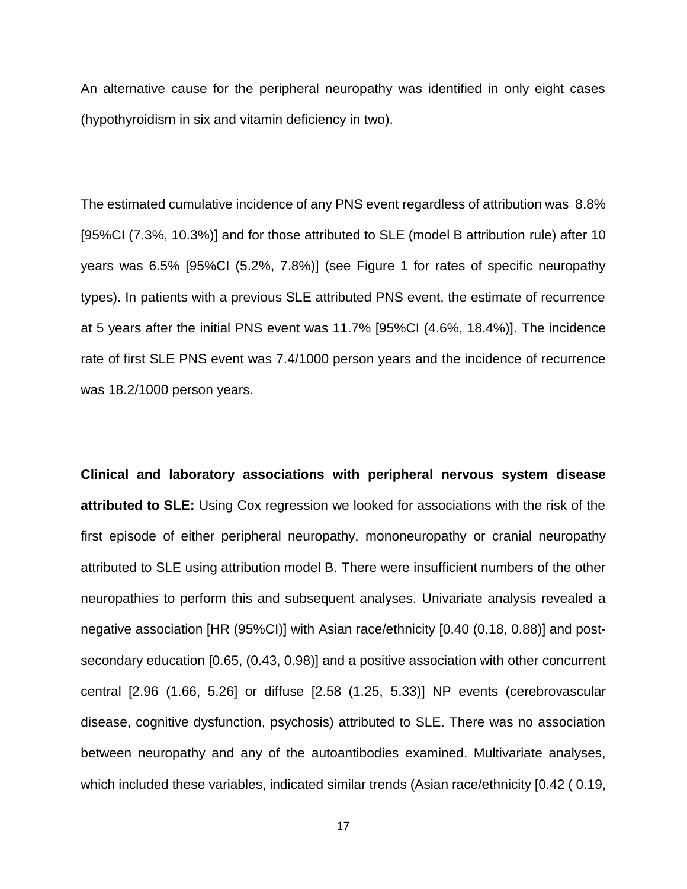An alternative cause for the peripheral neuropathy was identified in only eight cases (hypothyroidism in six and vitamin deficiency in two).

The estimated cumulative incidence of any PNS event regardless of attribution was 8.8% [95%CI (7.3%, 10.3%)] and for those attributed to SLE (model B attribution rule) after 10 years was 6.5% [95%CI (5.2%, 7.8%)] (see Figure 1 for rates of specific neuropathy types). In patients with a previous SLE attributed PNS event, the estimate of recurrence at 5 years after the initial PNS event was 11.7% [95%CI (4.6%, 18.4%)]. The incidence rate of first SLE PNS event was 7.4/1000 person years and the incidence of recurrence was 18.2/1000 person years.

**Clinical and laboratory associations with peripheral nervous system disease attributed to SLE:** Using Cox regression we looked for associations with the risk of the first episode of either peripheral neuropathy, mononeuropathy or cranial neuropathy attributed to SLE using attribution model B. There were insufficient numbers of the other neuropathies to perform this and subsequent analyses. Univariate analysis revealed a negative association [HR (95%CI)] with Asian race/ethnicity [0.40 (0.18, 0.88)] and post-secondary education [0.65, (0.43, 0.98)] and a positive association with other concurrent central [2.96 (1.66, 5.26] or diffuse [2.58 (1.25, 5.33)] NP events (cerebrovascular disease, cognitive dysfunction, psychosis) attributed to SLE. There was no association between neuropathy and any of the autoantibodies examined. Multivariate analyses, which included these variables, indicated similar trends (Asian race/ethnicity [0.42 ( 0.19,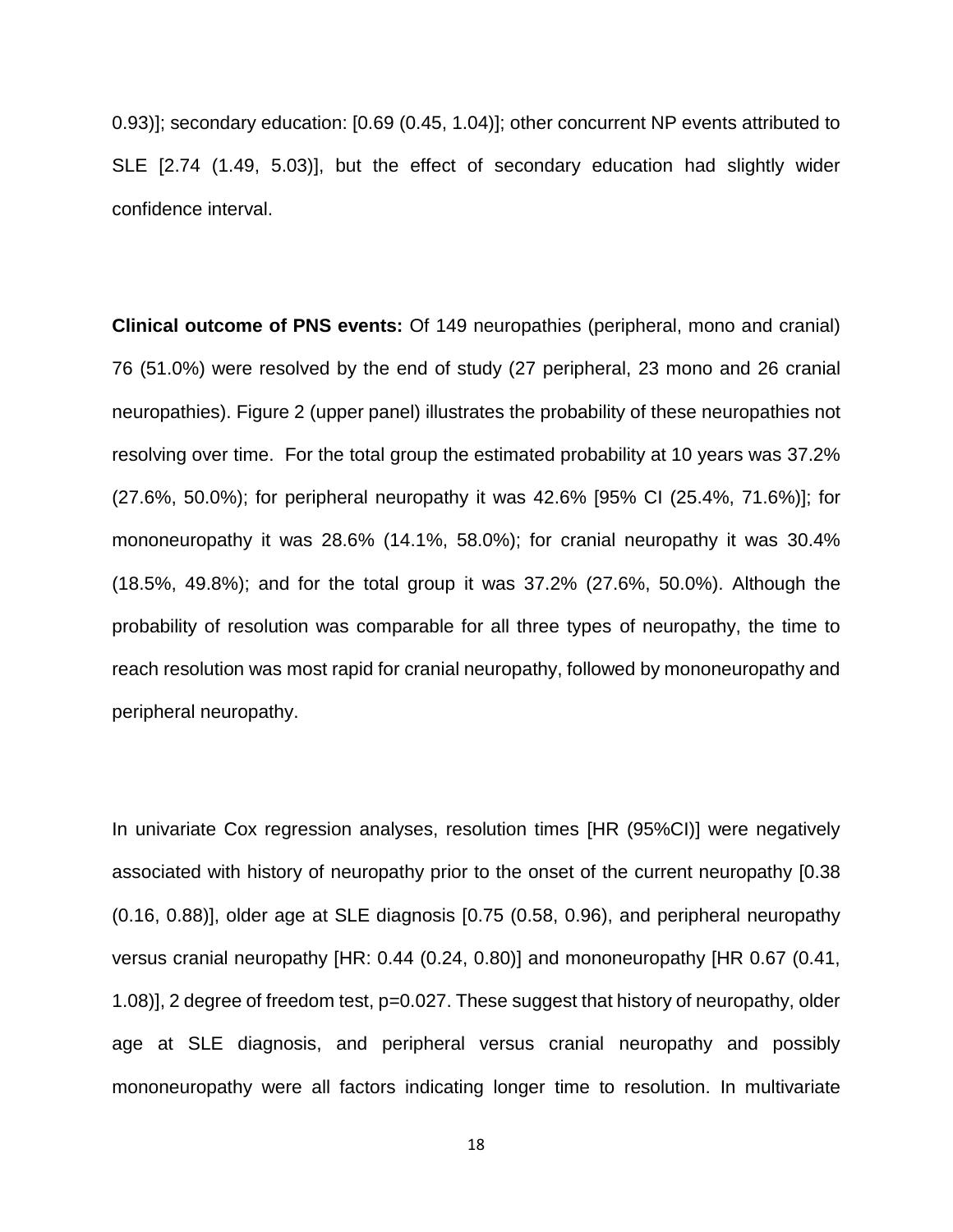0.93)]; secondary education: [0.69 (0.45, 1.04)]; other concurrent NP events attributed to SLE [2.74 (1.49, 5.03)], but the effect of secondary education had slightly wider confidence interval.

**Clinical outcome of PNS events:** Of 149 neuropathies (peripheral, mono and cranial) 76 (51.0%) were resolved by the end of study (27 peripheral, 23 mono and 26 cranial neuropathies). Figure 2 (upper panel) illustrates the probability of these neuropathies not resolving over time. For the total group the estimated probability at 10 years was 37.2% (27.6%, 50.0%); for peripheral neuropathy it was 42.6% [95% CI (25.4%, 71.6%)]; for mononeuropathy it was 28.6% (14.1%, 58.0%); for cranial neuropathy it was 30.4% (18.5%, 49.8%); and for the total group it was 37.2% (27.6%, 50.0%). Although the probability of resolution was comparable for all three types of neuropathy, the time to reach resolution was most rapid for cranial neuropathy, followed by mononeuropathy and peripheral neuropathy.

In univariate Cox regression analyses, resolution times [HR (95%CI)] were negatively associated with history of neuropathy prior to the onset of the current neuropathy [0.38 (0.16, 0.88)], older age at SLE diagnosis [0.75 (0.58, 0.96), and peripheral neuropathy versus cranial neuropathy [HR: 0.44 (0.24, 0.80)] and mononeuropathy [HR 0.67 (0.41, 1.08)], 2 degree of freedom test, p=0.027. These suggest that history of neuropathy, older age at SLE diagnosis, and peripheral versus cranial neuropathy and possibly mononeuropathy were all factors indicating longer time to resolution. In multivariate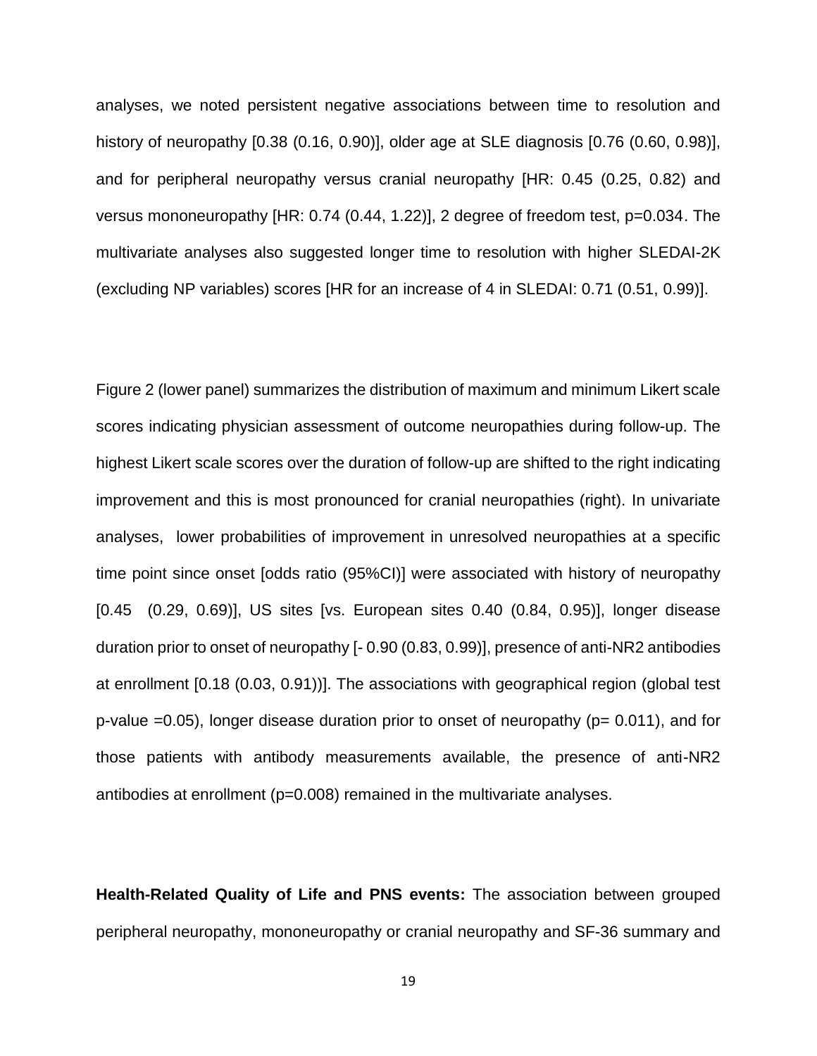analyses, we noted persistent negative associations between time to resolution and history of neuropathy [0.38 (0.16, 0.90)], older age at SLE diagnosis [0.76 (0.60, 0.98)], and for peripheral neuropathy versus cranial neuropathy [HR: 0.45 (0.25, 0.82) and versus mononeuropathy [HR: 0.74 (0.44, 1.22)], 2 degree of freedom test, p=0.034. The multivariate analyses also suggested longer time to resolution with higher SLEDAI-2K (excluding NP variables) scores [HR for an increase of 4 in SLEDAI: 0.71 (0.51, 0.99)].

Figure 2 (lower panel) summarizes the distribution of maximum and minimum Likert scale scores indicating physician assessment of outcome neuropathies during follow-up. The highest Likert scale scores over the duration of follow-up are shifted to the right indicating improvement and this is most pronounced for cranial neuropathies (right). In univariate analyses, lower probabilities of improvement in unresolved neuropathies at a specific time point since onset [odds ratio (95%CI)] were associated with history of neuropathy [0.45 (0.29, 0.69)], US sites [vs. European sites 0.40 (0.84, 0.95)], longer disease duration prior to onset of neuropathy [- 0.90 (0.83, 0.99)], presence of anti-NR2 antibodies at enrollment [0.18 (0.03, 0.91))]. The associations with geographical region (global test p-value =0.05), longer disease duration prior to onset of neuropathy (p= 0.011), and for those patients with antibody measurements available, the presence of anti-NR2 antibodies at enrollment (p=0.008) remained in the multivariate analyses.

**Health-Related Quality of Life and PNS events:** The association between grouped peripheral neuropathy, mononeuropathy or cranial neuropathy and SF-36 summary and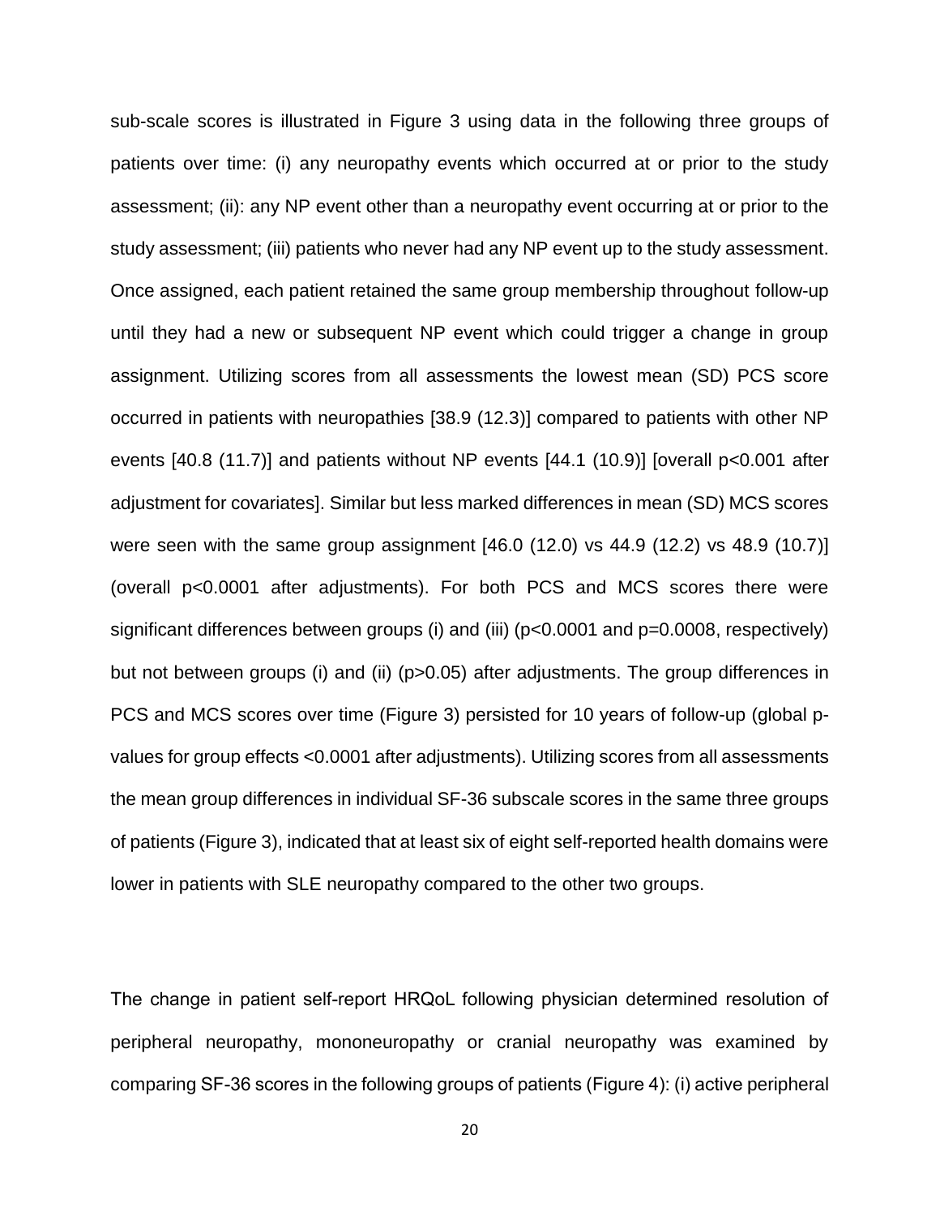sub-scale scores is illustrated in Figure 3 using data in the following three groups of patients over time: (i) any neuropathy events which occurred at or prior to the study assessment; (ii): any NP event other than a neuropathy event occurring at or prior to the study assessment; (iii) patients who never had any NP event up to the study assessment. Once assigned, each patient retained the same group membership throughout follow-up until they had a new or subsequent NP event which could trigger a change in group assignment. Utilizing scores from all assessments the lowest mean (SD) PCS score occurred in patients with neuropathies [38.9 (12.3)] compared to patients with other NP events [40.8 (11.7)] and patients without NP events [44.1 (10.9)] [overall $p<0.001$ after adjustment for covariates]. Similar but less marked differences in mean (SD) MCS scores were seen with the same group assignment [46.0 (12.0) vs 44.9 (12.2) vs 48.9 (10.7)] (overall $p<0.0001$ after adjustments). For both PCS and MCS scores there were significant differences between groups (i) and (iii) ($p<0.0001$ and $p=0.0008$, respectively) but not between groups (i) and (ii) ($p>0.05$) after adjustments. The group differences in PCS and MCS scores over time (Figure 3) persisted for 10 years of follow-up (global p-values for group effects <0.0001 after adjustments). Utilizing scores from all assessments the mean group differences in individual SF-36 subscale scores in the same three groups of patients (Figure 3), indicated that at least six of eight self-reported health domains were lower in patients with SLE neuropathy compared to the other two groups.

The change in patient self-report HRQoL following physician determined resolution of peripheral neuropathy, mononeuropathy or cranial neuropathy was examined by comparing SF-36 scores in the following groups of patients (Figure 4): (i) active peripheral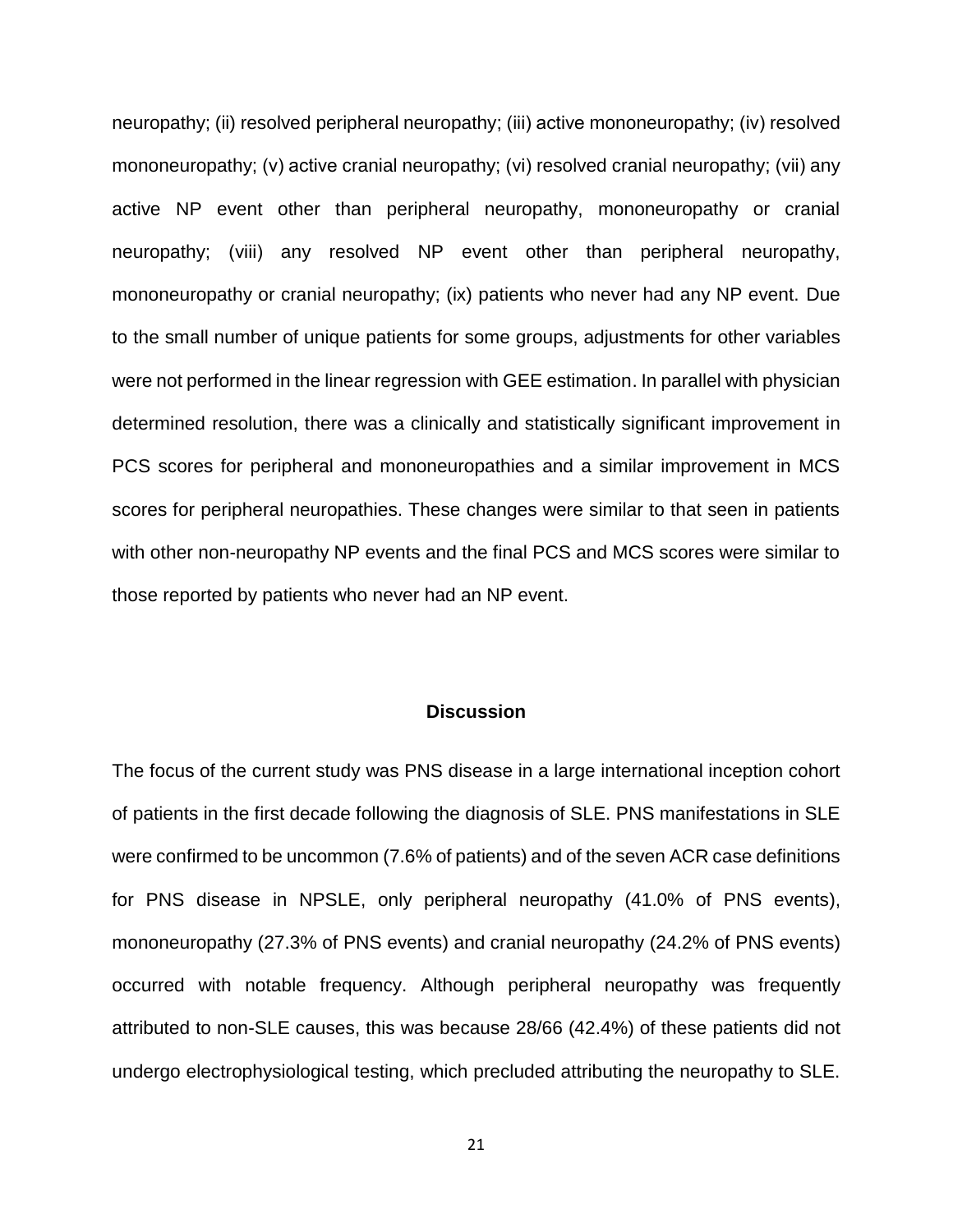neuropathy; (ii) resolved peripheral neuropathy; (iii) active mononeuropathy; (iv) resolved mononeuropathy; (v) active cranial neuropathy; (vi) resolved cranial neuropathy; (vii) any active NP event other than peripheral neuropathy, mononeuropathy or cranial neuropathy; (viii) any resolved NP event other than peripheral neuropathy, mononeuropathy or cranial neuropathy; (ix) patients who never had any NP event. Due to the small number of unique patients for some groups, adjustments for other variables were not performed in the linear regression with GEE estimation. In parallel with physician determined resolution, there was a clinically and statistically significant improvement in PCS scores for peripheral and mononeuropathies and a similar improvement in MCS scores for peripheral neuropathies. These changes were similar to that seen in patients with other non-neuropathy NP events and the final PCS and MCS scores were similar to those reported by patients who never had an NP event.

## Discussion

The focus of the current study was PNS disease in a large international inception cohort of patients in the first decade following the diagnosis of SLE. PNS manifestations in SLE were confirmed to be uncommon (7.6% of patients) and of the seven ACR case definitions for PNS disease in NPSLE, only peripheral neuropathy (41.0% of PNS events), mononeuropathy (27.3% of PNS events) and cranial neuropathy (24.2% of PNS events) occurred with notable frequency. Although peripheral neuropathy was frequently attributed to non-SLE causes, this was because 28/66 (42.4%) of these patients did not undergo electrophysiological testing, which precluded attributing the neuropathy to SLE.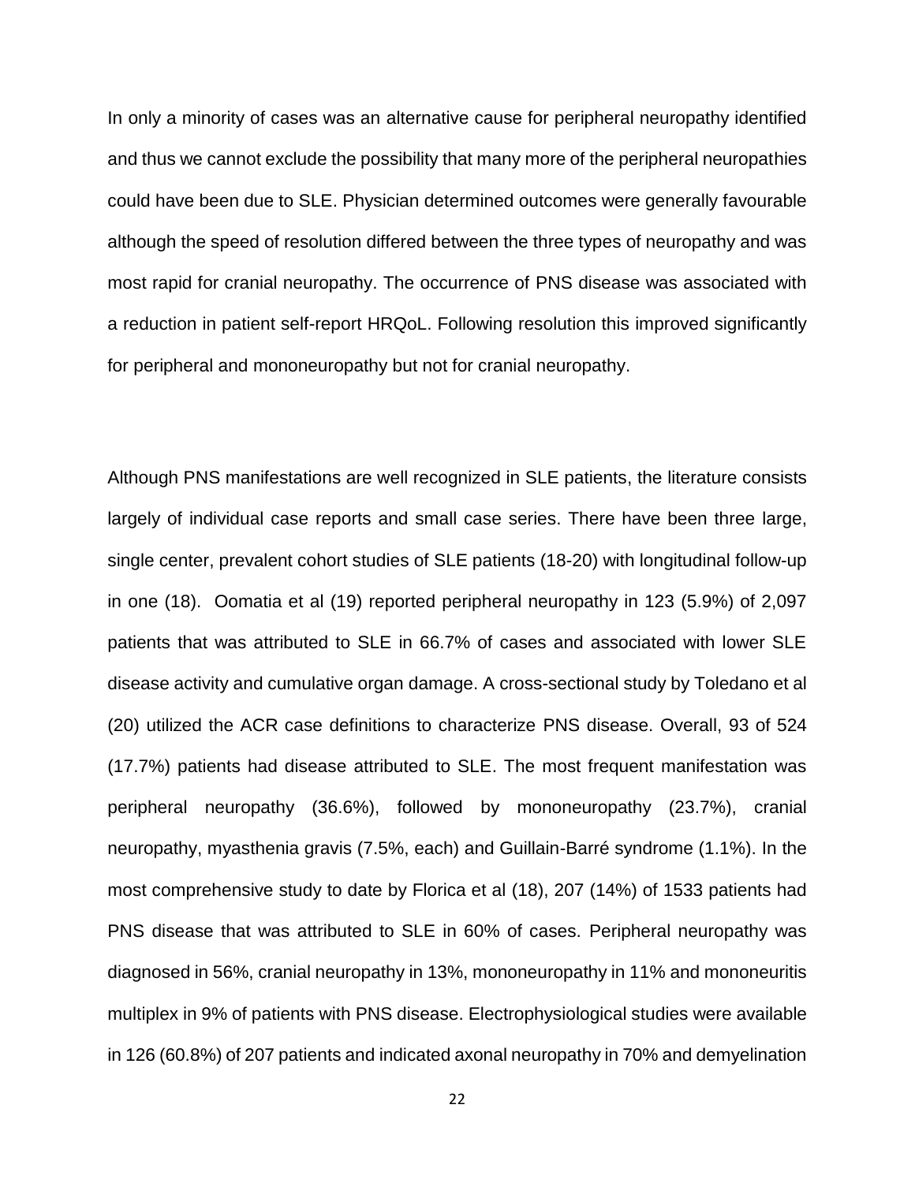In only a minority of cases was an alternative cause for peripheral neuropathy identified and thus we cannot exclude the possibility that many more of the peripheral neuropathies could have been due to SLE. Physician determined outcomes were generally favourable although the speed of resolution differed between the three types of neuropathy and was most rapid for cranial neuropathy. The occurrence of PNS disease was associated with a reduction in patient self-report HRQoL. Following resolution this improved significantly for peripheral and mononeuropathy but not for cranial neuropathy.

Although PNS manifestations are well recognized in SLE patients, the literature consists largely of individual case reports and small case series. There have been three large, single center, prevalent cohort studies of SLE patients (18-20) with longitudinal follow-up in one (18). Oomatia et al (19) reported peripheral neuropathy in 123 (5.9%) of 2,097 patients that was attributed to SLE in 66.7% of cases and associated with lower SLE disease activity and cumulative organ damage. A cross-sectional study by Toledano et al (20) utilized the ACR case definitions to characterize PNS disease. Overall, 93 of 524 (17.7%) patients had disease attributed to SLE. The most frequent manifestation was peripheral neuropathy (36.6%), followed by mononeuropathy (23.7%), cranial neuropathy, myasthenia gravis (7.5%, each) and Guillain-Barré syndrome (1.1%). In the most comprehensive study to date by Florica et al (18), 207 (14%) of 1533 patients had PNS disease that was attributed to SLE in 60% of cases. Peripheral neuropathy was diagnosed in 56%, cranial neuropathy in 13%, mononeuropathy in 11% and mononeuritis multiplex in 9% of patients with PNS disease. Electrophysiological studies were available in 126 (60.8%) of 207 patients and indicated axonal neuropathy in 70% and demyelination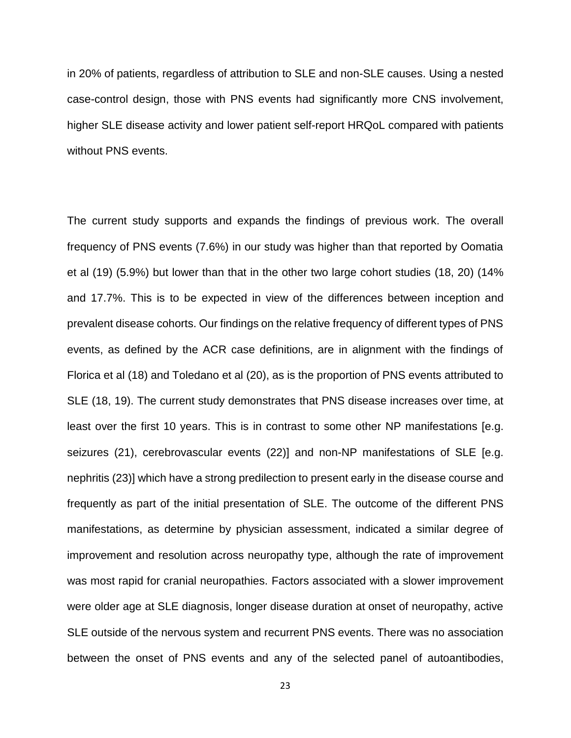in 20% of patients, regardless of attribution to SLE and non-SLE causes. Using a nested case-control design, those with PNS events had significantly more CNS involvement, higher SLE disease activity and lower patient self-report HRQoL compared with patients without PNS events.

The current study supports and expands the findings of previous work. The overall frequency of PNS events (7.6%) in our study was higher than that reported by Oomatia et al (19) (5.9%) but lower than that in the other two large cohort studies (18, 20) (14% and 17.7%. This is to be expected in view of the differences between inception and prevalent disease cohorts. Our findings on the relative frequency of different types of PNS events, as defined by the ACR case definitions, are in alignment with the findings of Florica et al (18) and Toledano et al (20), as is the proportion of PNS events attributed to SLE (18, 19). The current study demonstrates that PNS disease increases over time, at least over the first 10 years. This is in contrast to some other NP manifestations [e.g. seizures (21), cerebrovascular events (22)] and non-NP manifestations of SLE [e.g. nephritis (23)] which have a strong predilection to present early in the disease course and frequently as part of the initial presentation of SLE. The outcome of the different PNS manifestations, as determine by physician assessment, indicated a similar degree of improvement and resolution across neuropathy type, although the rate of improvement was most rapid for cranial neuropathies. Factors associated with a slower improvement were older age at SLE diagnosis, longer disease duration at onset of neuropathy, active SLE outside of the nervous system and recurrent PNS events. There was no association between the onset of PNS events and any of the selected panel of autoantibodies,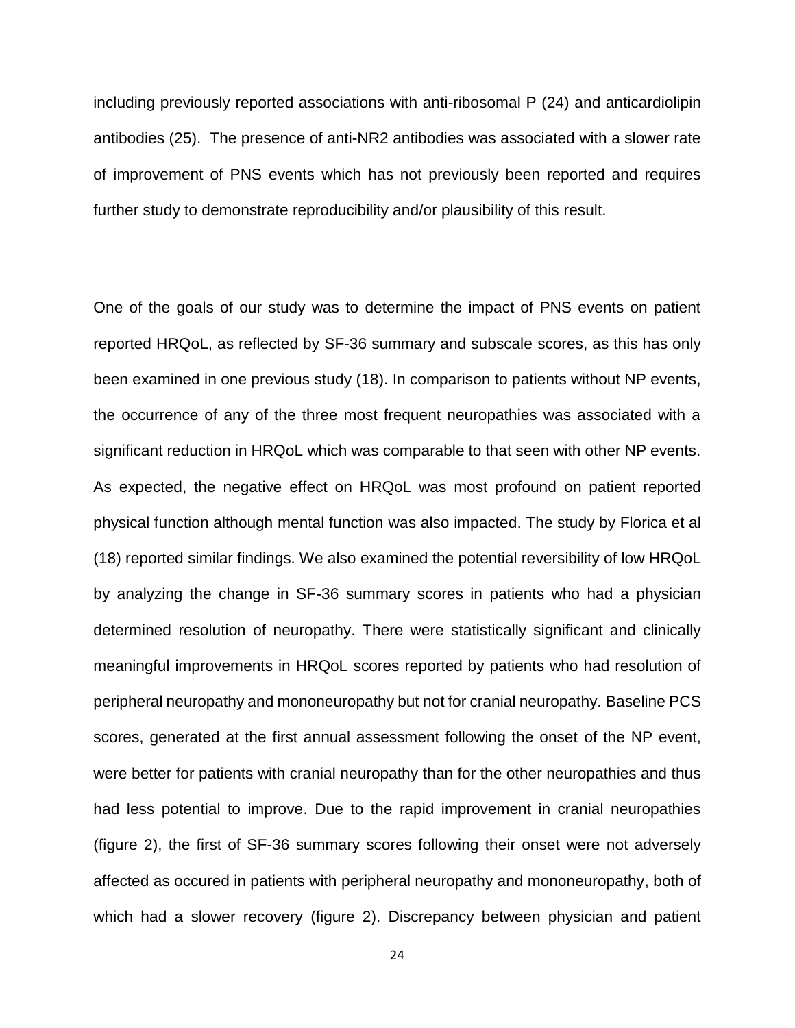including previously reported associations with anti-ribosomal P (24) and anticardiolipin antibodies (25). The presence of anti-NR2 antibodies was associated with a slower rate of improvement of PNS events which has not previously been reported and requires further study to demonstrate reproducibility and/or plausibility of this result.

One of the goals of our study was to determine the impact of PNS events on patient reported HRQoL, as reflected by SF-36 summary and subscale scores, as this has only been examined in one previous study (18). In comparison to patients without NP events, the occurrence of any of the three most frequent neuropathies was associated with a significant reduction in HRQoL which was comparable to that seen with other NP events. As expected, the negative effect on HRQoL was most profound on patient reported physical function although mental function was also impacted. The study by Florica et al (18) reported similar findings. We also examined the potential reversibility of low HRQoL by analyzing the change in SF-36 summary scores in patients who had a physician determined resolution of neuropathy. There were statistically significant and clinically meaningful improvements in HRQoL scores reported by patients who had resolution of peripheral neuropathy and mononeuropathy but not for cranial neuropathy. Baseline PCS scores, generated at the first annual assessment following the onset of the NP event, were better for patients with cranial neuropathy than for the other neuropathies and thus had less potential to improve. Due to the rapid improvement in cranial neuropathies (figure 2), the first of SF-36 summary scores following their onset were not adversely affected as occured in patients with peripheral neuropathy and mononeuropathy, both of which had a slower recovery (figure 2). Discrepancy between physician and patient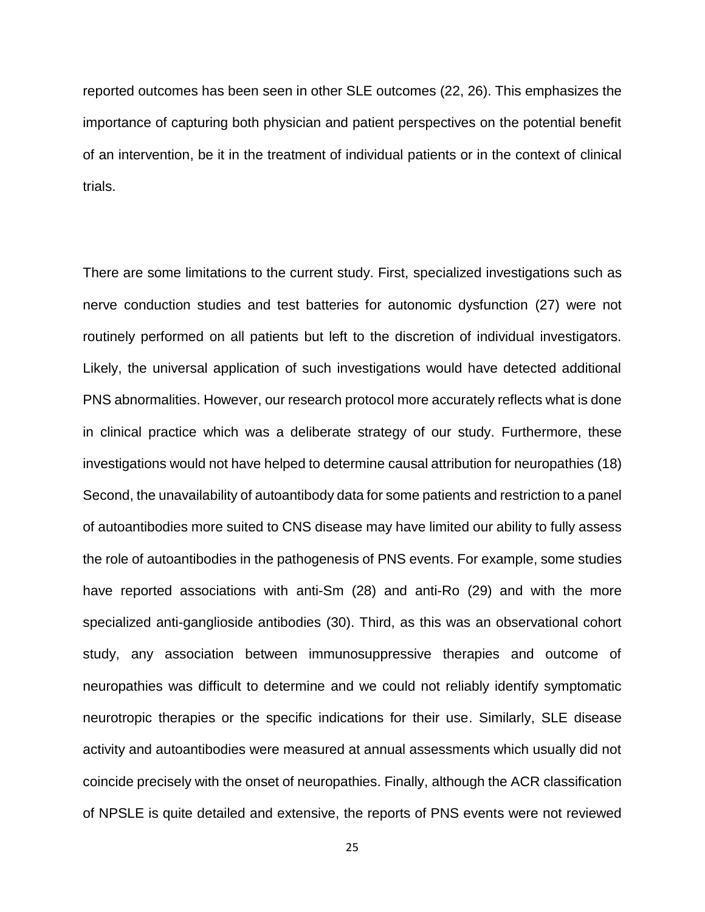reported outcomes has been seen in other SLE outcomes (22, 26). This emphasizes the importance of capturing both physician and patient perspectives on the potential benefit of an intervention, be it in the treatment of individual patients or in the context of clinical trials.

There are some limitations to the current study. First, specialized investigations such as nerve conduction studies and test batteries for autonomic dysfunction (27) were not routinely performed on all patients but left to the discretion of individual investigators. Likely, the universal application of such investigations would have detected additional PNS abnormalities. However, our research protocol more accurately reflects what is done in clinical practice which was a deliberate strategy of our study. Furthermore, these investigations would not have helped to determine causal attribution for neuropathies (18) Second, the unavailability of autoantibody data for some patients and restriction to a panel of autoantibodies more suited to CNS disease may have limited our ability to fully assess the role of autoantibodies in the pathogenesis of PNS events. For example, some studies have reported associations with anti-Sm (28) and anti-Ro (29) and with the more specialized anti-ganglioside antibodies (30). Third, as this was an observational cohort study, any association between immunosuppressive therapies and outcome of neuropathies was difficult to determine and we could not reliably identify symptomatic neurotropic therapies or the specific indications for their use. Similarly, SLE disease activity and autoantibodies were measured at annual assessments which usually did not coincide precisely with the onset of neuropathies. Finally, although the ACR classification of NPSLE is quite detailed and extensive, the reports of PNS events were not reviewed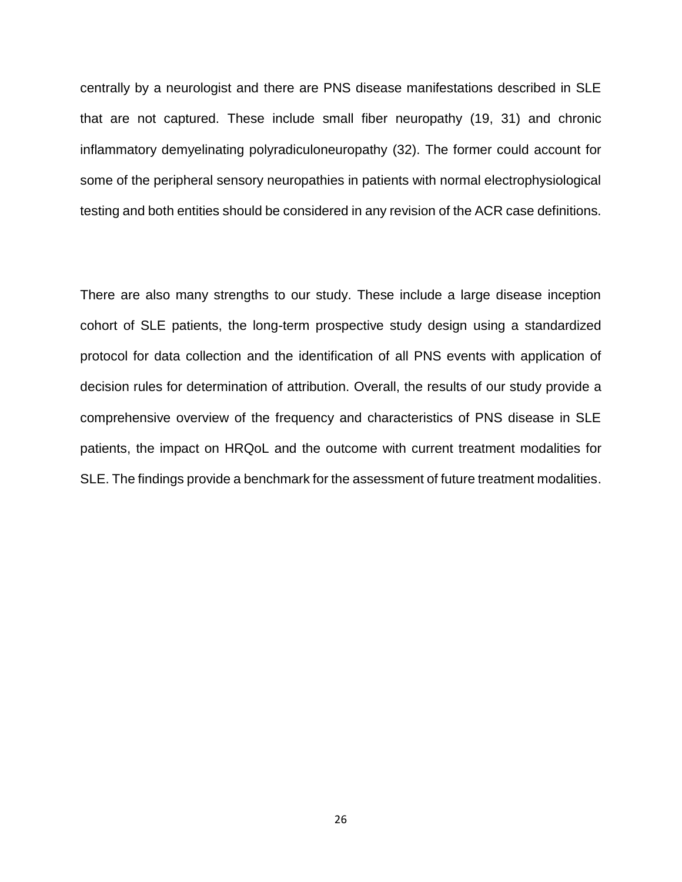centrally by a neurologist and there are PNS disease manifestations described in SLE that are not captured. These include small fiber neuropathy (19, 31) and chronic inflammatory demyelinating polyradiculoneuropathy (32). The former could account for some of the peripheral sensory neuropathies in patients with normal electrophysiological testing and both entities should be considered in any revision of the ACR case definitions.

There are also many strengths to our study. These include a large disease inception cohort of SLE patients, the long-term prospective study design using a standardized protocol for data collection and the identification of all PNS events with application of decision rules for determination of attribution. Overall, the results of our study provide a comprehensive overview of the frequency and characteristics of PNS disease in SLE patients, the impact on HRQoL and the outcome with current treatment modalities for SLE. The findings provide a benchmark for the assessment of future treatment modalities.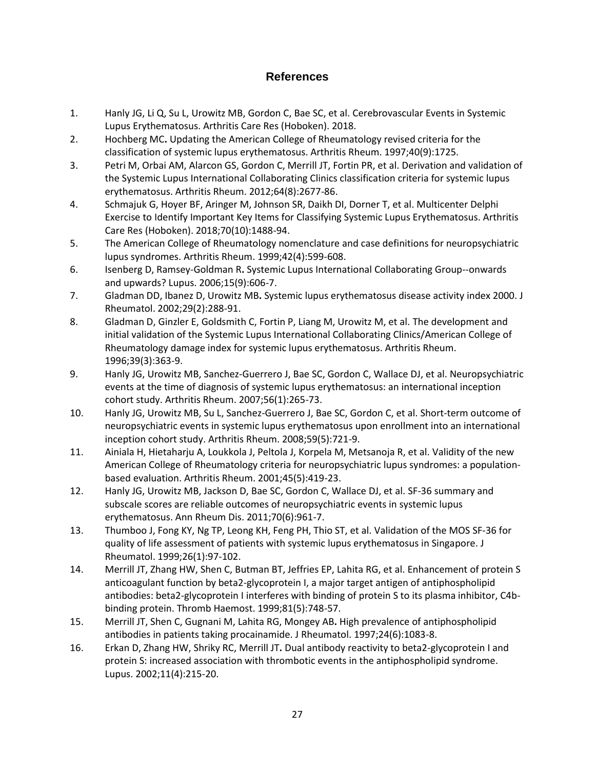## References

1. Hanly JG, Li Q, Su L, Urowitz MB, Gordon C, Bae SC, et al. Cerebrovascular Events in Systemic Lupus Erythematosus. Arthritis Care Res (Hoboken). 2018.
2. Hochberg MC. Updating the American College of Rheumatology revised criteria for the classification of systemic lupus erythematosus. Arthritis Rheum. 1997;40(9):1725.
3. Petri M, Orbai AM, Alarcon GS, Gordon C, Merrill JT, Fortin PR, et al. Derivation and validation of the Systemic Lupus International Collaborating Clinics classification criteria for systemic lupus erythematosus. Arthritis Rheum. 2012;64(8):2677-86.
4. Schmajuk G, Hoyer BF, Aringer M, Johnson SR, Daikh DI, Dorner T, et al. Multicenter Delphi Exercise to Identify Important Key Items for Classifying Systemic Lupus Erythematosus. Arthritis Care Res (Hoboken). 2018;70(10):1488-94.
5. The American College of Rheumatology nomenclature and case definitions for neuropsychiatric lupus syndromes. Arthritis Rheum. 1999;42(4):599-608.
6. Isenberg D, Ramsey-Goldman R. Systemic Lupus International Collaborating Group--onwards and upwards? Lupus. 2006;15(9):606-7.
7. Gladman DD, Ibanez D, Urowitz MB. Systemic lupus erythematosus disease activity index 2000. J Rheumatol. 2002;29(2):288-91.
8. Gladman D, Ginzler E, Goldsmith C, Fortin P, Liang M, Urowitz M, et al. The development and initial validation of the Systemic Lupus International Collaborating Clinics/American College of Rheumatology damage index for systemic lupus erythematosus. Arthritis Rheum. 1996;39(3):363-9.
9. Hanly JG, Urowitz MB, Sanchez-Guerrero J, Bae SC, Gordon C, Wallace DJ, et al. Neuropsychiatric events at the time of diagnosis of systemic lupus erythematosus: an international inception cohort study. Arthritis Rheum. 2007;56(1):265-73.
10. Hanly JG, Urowitz MB, Su L, Sanchez-Guerrero J, Bae SC, Gordon C, et al. Short-term outcome of neuropsychiatric events in systemic lupus erythematosus upon enrollment into an international inception cohort study. Arthritis Rheum. 2008;59(5):721-9.
11. Ainiala H, Hietaharju A, Loukkola J, Peltola J, Korpela M, Metsanoja R, et al. Validity of the new American College of Rheumatology criteria for neuropsychiatric lupus syndromes: a population-based evaluation. Arthritis Rheum. 2001;45(5):419-23.
12. Hanly JG, Urowitz MB, Jackson D, Bae SC, Gordon C, Wallace DJ, et al. SF-36 summary and subscale scores are reliable outcomes of neuropsychiatric events in systemic lupus erythematosus. Ann Rheum Dis. 2011;70(6):961-7.
13. Thumboo J, Fong KY, Ng TP, Leong KH, Feng PH, Thio ST, et al. Validation of the MOS SF-36 for quality of life assessment of patients with systemic lupus erythematosus in Singapore. J Rheumatol. 1999;26(1):97-102.
14. Merrill JT, Zhang HW, Shen C, Butman BT, Jeffries EP, Lahita RG, et al. Enhancement of protein S anticoagulant function by beta2-glycoprotein I, a major target antigen of antiphospholipid antibodies: beta2-glycoprotein I interferes with binding of protein S to its plasma inhibitor, C4b-binding protein. Thromb Haemost. 1999;81(5):748-57.
15. Merrill JT, Shen C, Gugnani M, Lahita RG, Mongey AB. High prevalence of antiphospholipid antibodies in patients taking procainamide. J Rheumatol. 1997;24(6):1083-8.
16. Erkan D, Zhang HW, Shriky RC, Merrill JT. Dual antibody reactivity to beta2-glycoprotein I and protein S: increased association with thrombotic events in the antiphospholipid syndrome. Lupus. 2002;11(4):215-20.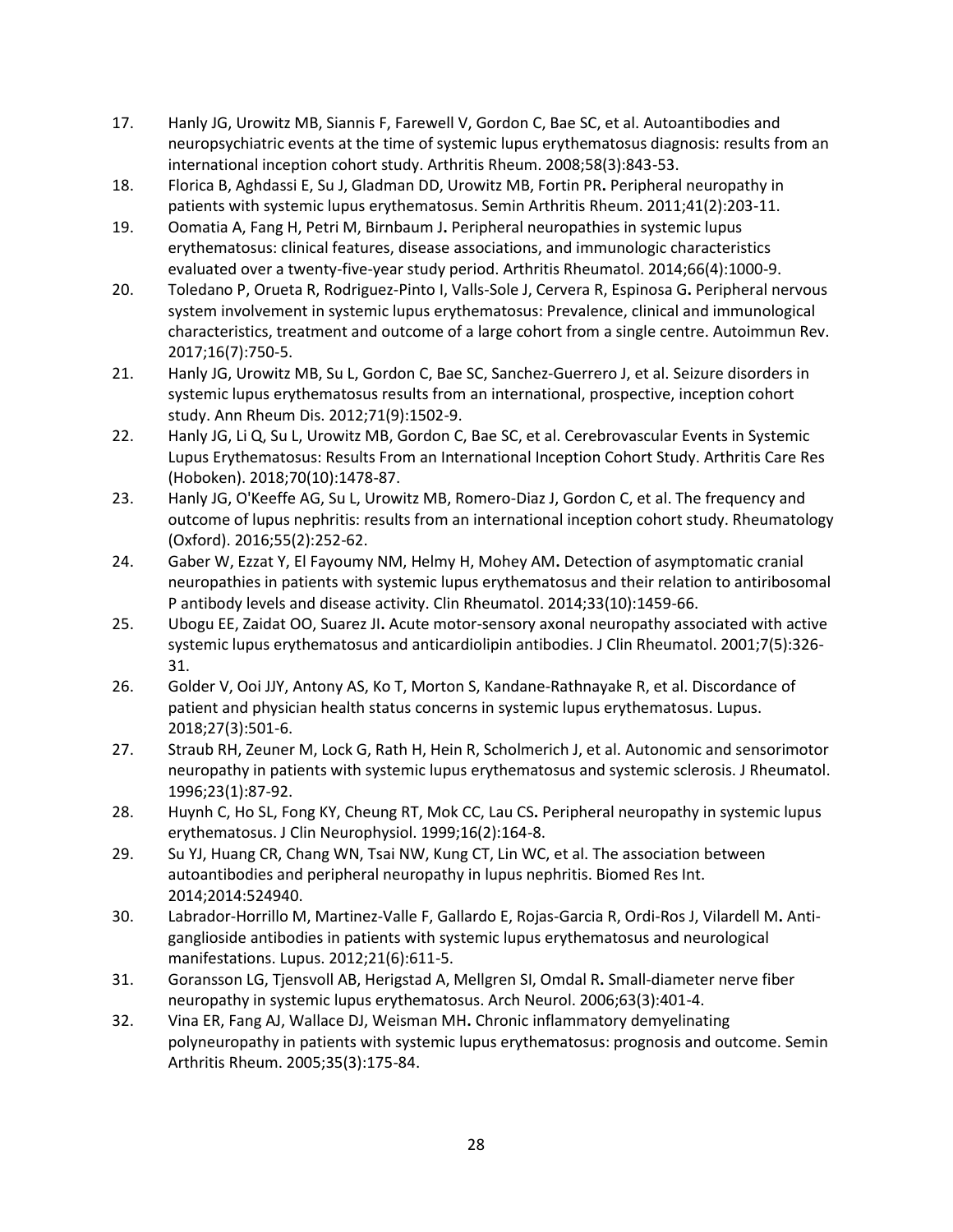17. Hanly JG, Urowitz MB, Siannis F, Farewell V, Gordon C, Bae SC, et al. Autoantibodies and neuropsychiatric events at the time of systemic lupus erythematosus diagnosis: results from an international inception cohort study. Arthritis Rheum. 2008;58(3):843-53.
18. Florica B, Aghdassi E, Su J, Gladman DD, Urowitz MB, Fortin PR. Peripheral neuropathy in patients with systemic lupus erythematosus. Semin Arthritis Rheum. 2011;41(2):203-11.
19. Oomatia A, Fang H, Petri M, Birnbaum J. Peripheral neuropathies in systemic lupus erythematosus: clinical features, disease associations, and immunologic characteristics evaluated over a twenty-five-year study period. Arthritis Rheumatol. 2014;66(4):1000-9.
20. Toledano P, Orueta R, Rodriguez-Pinto I, Valls-Sole J, Cervera R, Espinosa G. Peripheral nervous system involvement in systemic lupus erythematosus: Prevalence, clinical and immunological characteristics, treatment and outcome of a large cohort from a single centre. Autoimmun Rev. 2017;16(7):750-5.
21. Hanly JG, Urowitz MB, Su L, Gordon C, Bae SC, Sanchez-Guerrero J, et al. Seizure disorders in systemic lupus erythematosus results from an international, prospective, inception cohort study. Ann Rheum Dis. 2012;71(9):1502-9.
22. Hanly JG, Li Q, Su L, Urowitz MB, Gordon C, Bae SC, et al. Cerebrovascular Events in Systemic Lupus Erythematosus: Results From an International Inception Cohort Study. Arthritis Care Res (Hoboken). 2018;70(10):1478-87.
23. Hanly JG, O'Keeffe AG, Su L, Urowitz MB, Romero-Diaz J, Gordon C, et al. The frequency and outcome of lupus nephritis: results from an international inception cohort study. Rheumatology (Oxford). 2016;55(2):252-62.
24. Gaber W, Ezzat Y, El Fayoumy NM, Helmy H, Mohey AM. Detection of asymptomatic cranial neuropathies in patients with systemic lupus erythematosus and their relation to antiribosomal P antibody levels and disease activity. Clin Rheumatol. 2014;33(10):1459-66.
25. Ubogu EE, Zaidat OO, Suarez JI. Acute motor-sensory axonal neuropathy associated with active systemic lupus erythematosus and anticardiolipin antibodies. J Clin Rheumatol. 2001;7(5):326-31.
26. Golder V, Ooi JJY, Antony AS, Ko T, Morton S, Kandane-Rathnayake R, et al. Discordance of patient and physician health status concerns in systemic lupus erythematosus. Lupus. 2018;27(3):501-6.
27. Straub RH, Zeuner M, Lock G, Rath H, Hein R, Scholmerich J, et al. Autonomic and sensorimotor neuropathy in patients with systemic lupus erythematosus and systemic sclerosis. J Rheumatol. 1996;23(1):87-92.
28. Huynh C, Ho SL, Fong KY, Cheung RT, Mok CC, Lau CS. Peripheral neuropathy in systemic lupus erythematosus. J Clin Neurophysiol. 1999;16(2):164-8.
29. Su YJ, Huang CR, Chang WN, Tsai NW, Kung CT, Lin WC, et al. The association between autoantibodies and peripheral neuropathy in lupus nephritis. Biomed Res Int. 2014;2014:524940.
30. Labrador-Horrillo M, Martinez-Valle F, Gallardo E, Rojas-Garcia R, Ordi-Ros J, Vilardell M. Anti-ganglioside antibodies in patients with systemic lupus erythematosus and neurological manifestations. Lupus. 2012;21(6):611-5.
31. Goransson LG, Tjensvoll AB, Herigstad A, Mellgren SI, Omdal R. Small-diameter nerve fiber neuropathy in systemic lupus erythematosus. Arch Neurol. 2006;63(3):401-4.
32. Vina ER, Fang AJ, Wallace DJ, Weisman MH. Chronic inflammatory demyelinating polyneuropathy in patients with systemic lupus erythematosus: prognosis and outcome. Semin Arthritis Rheum. 2005;35(3):175-84.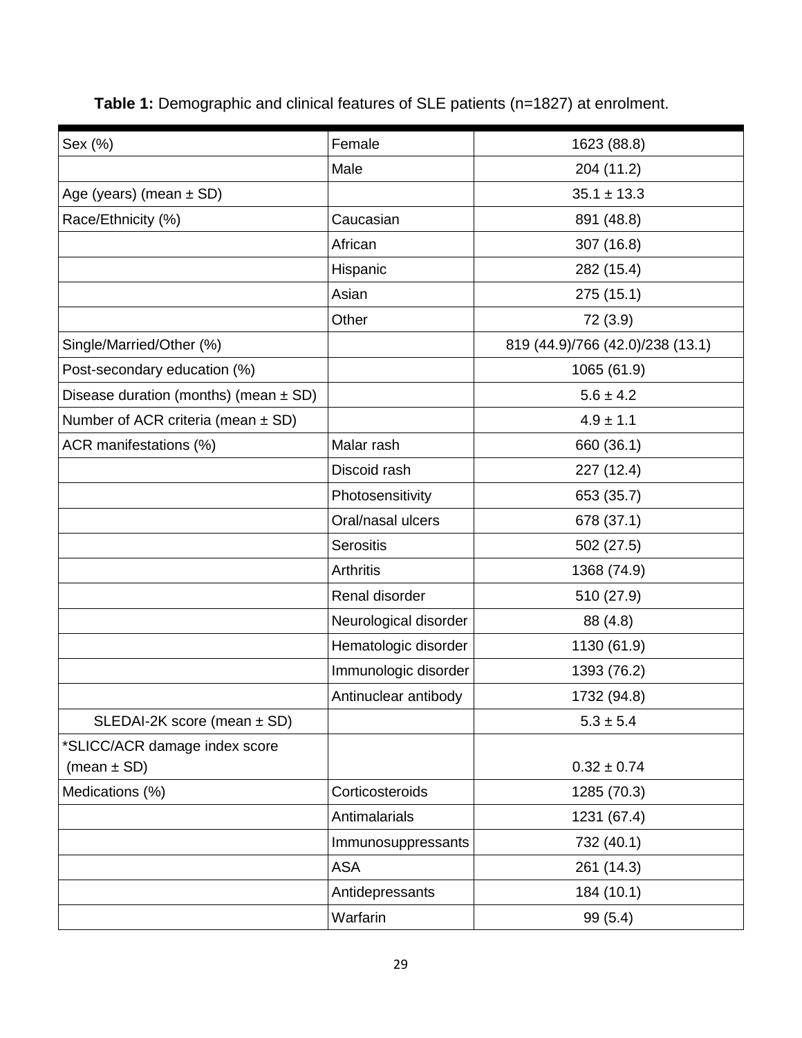**Table 1:** Demographic and clinical features of SLE patients (n=1827) at enrolment.

| | | |
|---|---|---|
| Sex (%) | Female | 1623 (88.8) |
| | Male | 204 (11.2) |
| Age (years) (mean ± SD) | | 35.1 ± 13.3 |
| Race/Ethnicity (%) | Caucasian | 891 (48.8) |
| | African | 307 (16.8) |
| | Hispanic | 282 (15.4) |
| | Asian | 275 (15.1) |
| | Other | 72 (3.9) |
| Single/Married/Other (%) | | 819 (44.9)/766 (42.0)/238 (13.1) |
| Post-secondary education (%) | | 1065 (61.9) |
| Disease duration (months) (mean ± SD) | | 5.6 ± 4.2 |
| Number of ACR criteria (mean ± SD) | | 4.9 ± 1.1 |
| ACR manifestations (%) | Malar rash | 660 (36.1) |
| | Discoid rash | 227 (12.4) |
| | Photosensitivity | 653 (35.7) |
| | Oral/nasal ulcers | 678 (37.1) |
| | Serositis | 502 (27.5) |
| | Arthritis | 1368 (74.9) |
| | Renal disorder | 510 (27.9) |
| | Neurological disorder | 88 (4.8) |
| | Hematologic disorder | 1130 (61.9) |
| | Immunologic disorder | 1393 (76.2) |
| | Antinuclear antibody | 1732 (94.8) |
| SLEDAI-2K score (mean ± SD) | | 5.3 ± 5.4 |
| *SLICC/ACR damage index score (mean ± SD) | | 0.32 ± 0.74 |
| Medications (%) | Corticosteroids | 1285 (70.3) |
| | Antimalarials | 1231 (67.4) |
| | Immunosuppressants | 732 (40.1) |
| | ASA | 261 (14.3) |
| | Antidepressants | 184 (10.1) |
| | Warfarin | 99 (5.4) |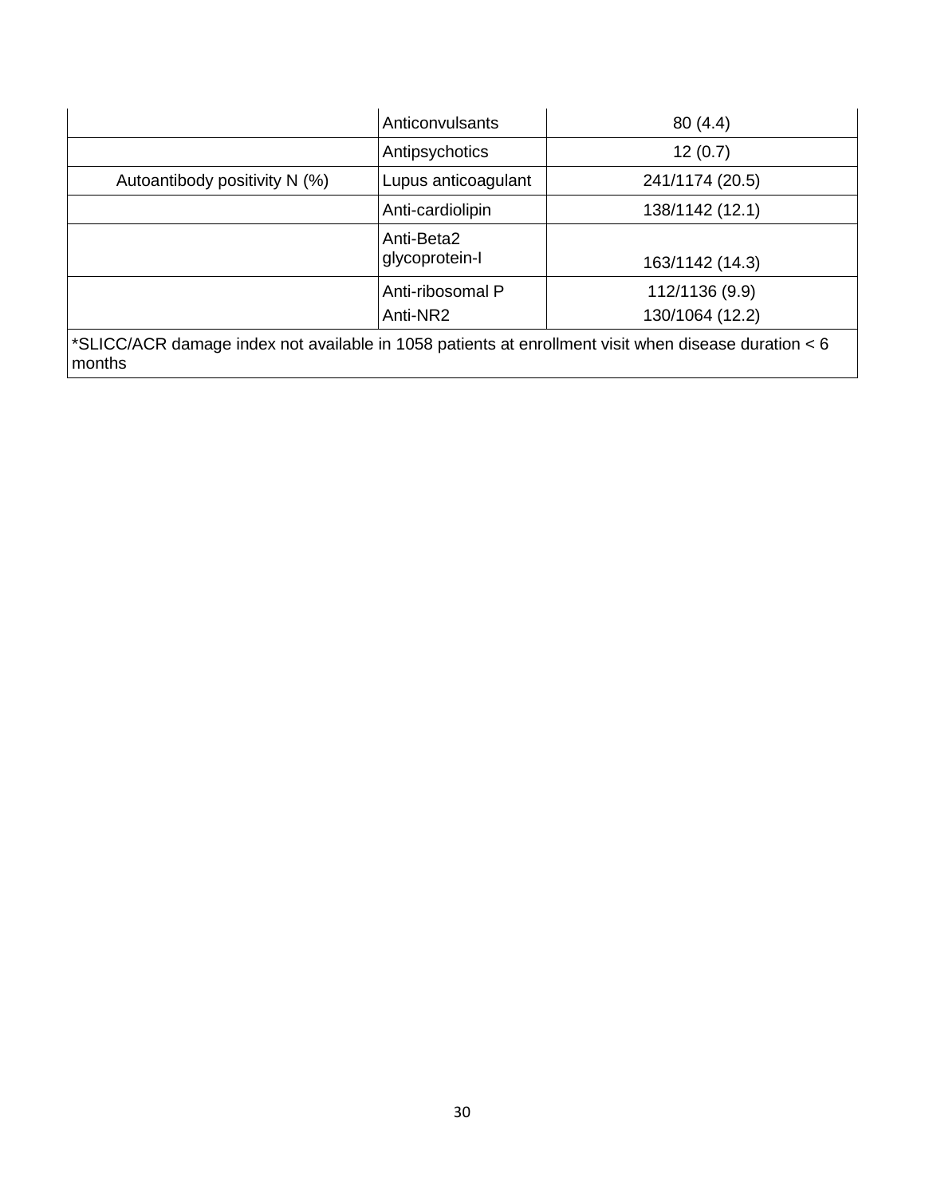| | | |
|---|---|---|
| | Anticonvulsants | 80 (4.4) |
| | Antipsychotics | 12 (0.7) |
| Autoantibody positivity N (%) | Lupus anticoagulant | 241/1174 (20.5) |
| | Anti-cardiolipin | 138/1142 (12.1) |
| | Anti-Beta2 glycoprotein-I | 163/1142 (14.3) |
| | Anti-ribosomal P<br>Anti-NR2 | 112/1136 (9.9)<br>130/1064 (12.2) |

*SLICC/ACR damage index not available in 1058 patients at enrollment visit when disease duration < 6 months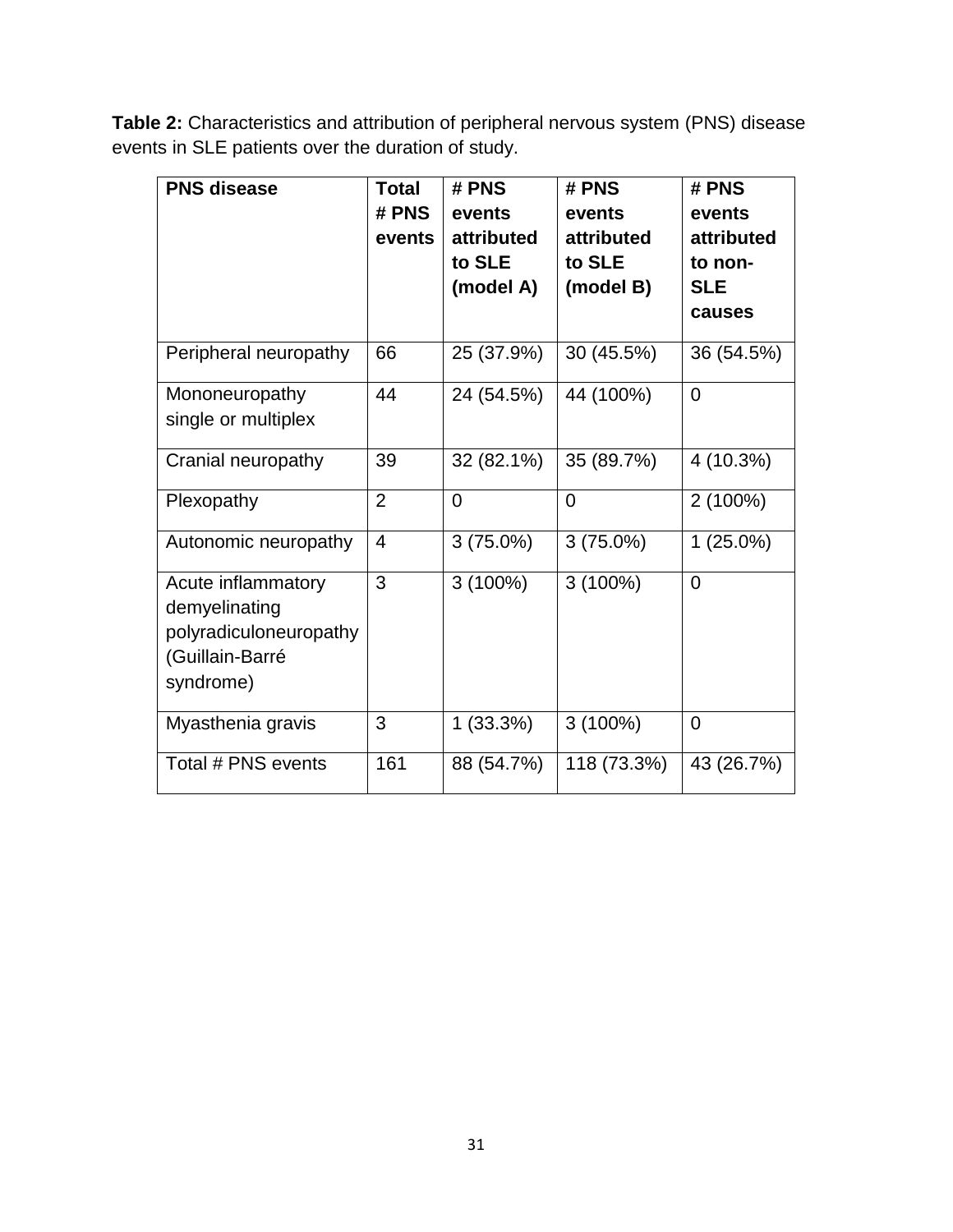**Table 2:** Characteristics and attribution of peripheral nervous system (PNS) disease events in SLE patients over the duration of study.

| PNS disease | Total # PNS events | # PNS events attributed to SLE (model A) | # PNS events attributed to SLE (model B) | # PNS events attributed to non-SLE causes |
|---|---|---|---|---|
| Peripheral neuropathy | 66 | 25 (37.9%) | 30 (45.5%) | 36 (54.5%) |
| Mononeuropathy single or multiplex | 44 | 24 (54.5%) | 44 (100%) | 0 |
| Cranial neuropathy | 39 | 32 (82.1%) | 35 (89.7%) | 4 (10.3%) |
| Plexopathy | 2 | 0 | 0 | 2 (100%) |
| Autonomic neuropathy | 4 | 3 (75.0%) | 3 (75.0%) | 1 (25.0%) |
| Acute inflammatory demyelinating polyradiculoneuropathy (Guillain-Barré syndrome) | 3 | 3 (100%) | 3 (100%) | 0 |
| Myasthenia gravis | 3 | 1 (33.3%) | 3 (100%) | 0 |
| Total # PNS events | 161 | 88 (54.7%) | 118 (73.3%) | 43 (26.7%) |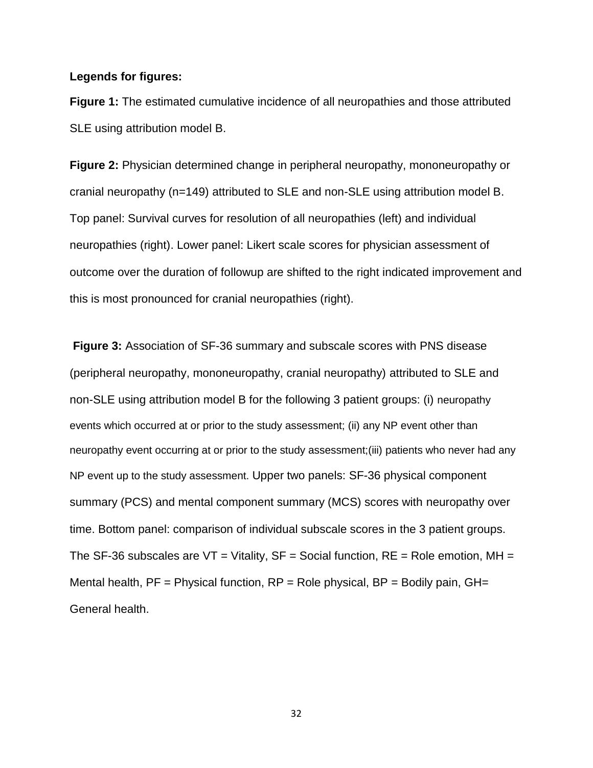**Legends for figures:**

**Figure 1:** The estimated cumulative incidence of all neuropathies and those attributed SLE using attribution model B.

**Figure 2:** Physician determined change in peripheral neuropathy, mononeuropathy or cranial neuropathy (n=149) attributed to SLE and non-SLE using attribution model B. Top panel: Survival curves for resolution of all neuropathies (left) and individual neuropathies (right). Lower panel: Likert scale scores for physician assessment of outcome over the duration of followup are shifted to the right indicated improvement and this is most pronounced for cranial neuropathies (right).

**Figure 3:** Association of SF-36 summary and subscale scores with PNS disease (peripheral neuropathy, mononeuropathy, cranial neuropathy) attributed to SLE and non-SLE using attribution model B for the following 3 patient groups: (i) neuropathy events which occurred at or prior to the study assessment; (ii) any NP event other than neuropathy event occurring at or prior to the study assessment;(iii) patients who never had any NP event up to the study assessment. Upper two panels: SF-36 physical component summary (PCS) and mental component summary (MCS) scores with neuropathy over time. Bottom panel: comparison of individual subscale scores in the 3 patient groups. The SF-36 subscales are VT = Vitality, SF = Social function, RE = Role emotion, MH = Mental health, PF = Physical function, RP = Role physical, BP = Bodily pain, GH= General health.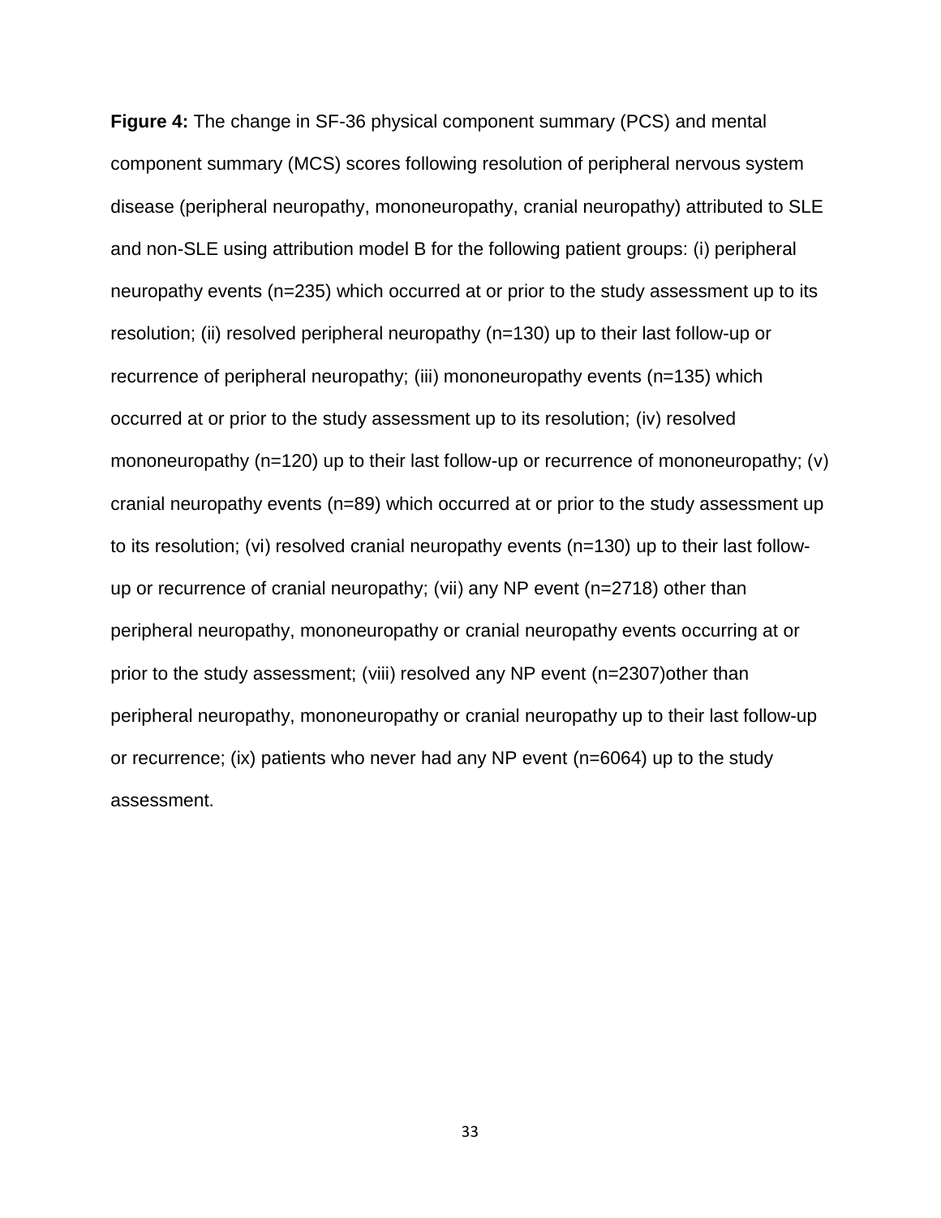**Figure 4:** The change in SF-36 physical component summary (PCS) and mental component summary (MCS) scores following resolution of peripheral nervous system disease (peripheral neuropathy, mononeuropathy, cranial neuropathy) attributed to SLE and non-SLE using attribution model B for the following patient groups: (i) peripheral neuropathy events (n=235) which occurred at or prior to the study assessment up to its resolution; (ii) resolved peripheral neuropathy (n=130) up to their last follow-up or recurrence of peripheral neuropathy; (iii) mononeuropathy events (n=135) which occurred at or prior to the study assessment up to its resolution; (iv) resolved mononeuropathy (n=120) up to their last follow-up or recurrence of mononeuropathy; (v) cranial neuropathy events (n=89) which occurred at or prior to the study assessment up to its resolution; (vi) resolved cranial neuropathy events (n=130) up to their last follow-up or recurrence of cranial neuropathy; (vii) any NP event (n=2718) other than peripheral neuropathy, mononeuropathy or cranial neuropathy events occurring at or prior to the study assessment; (viii) resolved any NP event (n=2307)other than peripheral neuropathy, mononeuropathy or cranial neuropathy up to their last follow-up or recurrence; (ix) patients who never had any NP event (n=6064) up to the study assessment.